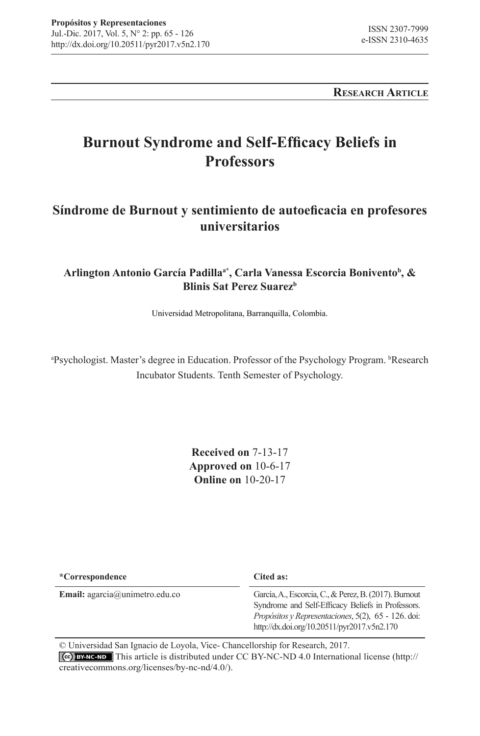**Research Article**

# Burnout Syndrome and Self-Efficacy Beliefs in Professors

## Síndrome de Burnout y sentimiento de autoeficacia en profesores universitarios

**Arlington Antonio García Padilla[a*], Carla Vanessa Escorcia Bonivento[b], & Blinis Sat Perez Suarez[b]**

Universidad Metropolitana, Barranquilla, Colombia.

[a]Psychologist. Master's degree in Education. Professor of the Psychology Program. [b]Research Incubator Students. Tenth Semester of Psychology.

**Received on** 7-13-17
**Approved on** 10-6-17
**Online on** 10-20-17

| *Correspondence | Cited as: |
|---|---|
| **Email:** agarcia@unimetro.edu.co | García, A., Escorcia, C., & Perez, B. (2017). Burnout Syndrome and Self-Efficacy Beliefs in Professors. *Propósitos y Representaciones*, 5(2), 65 - 126. doi: http://dx.doi.org/10.20511/pyr2017.v5n2.170 |

© Universidad San Ignacio de Loyola, Vice- Chancellorship for Research, 2017.
This article is distributed under CC BY-NC-ND 4.0 International license (http://creativecommons.org/licenses/by-nc-nd/4.0/).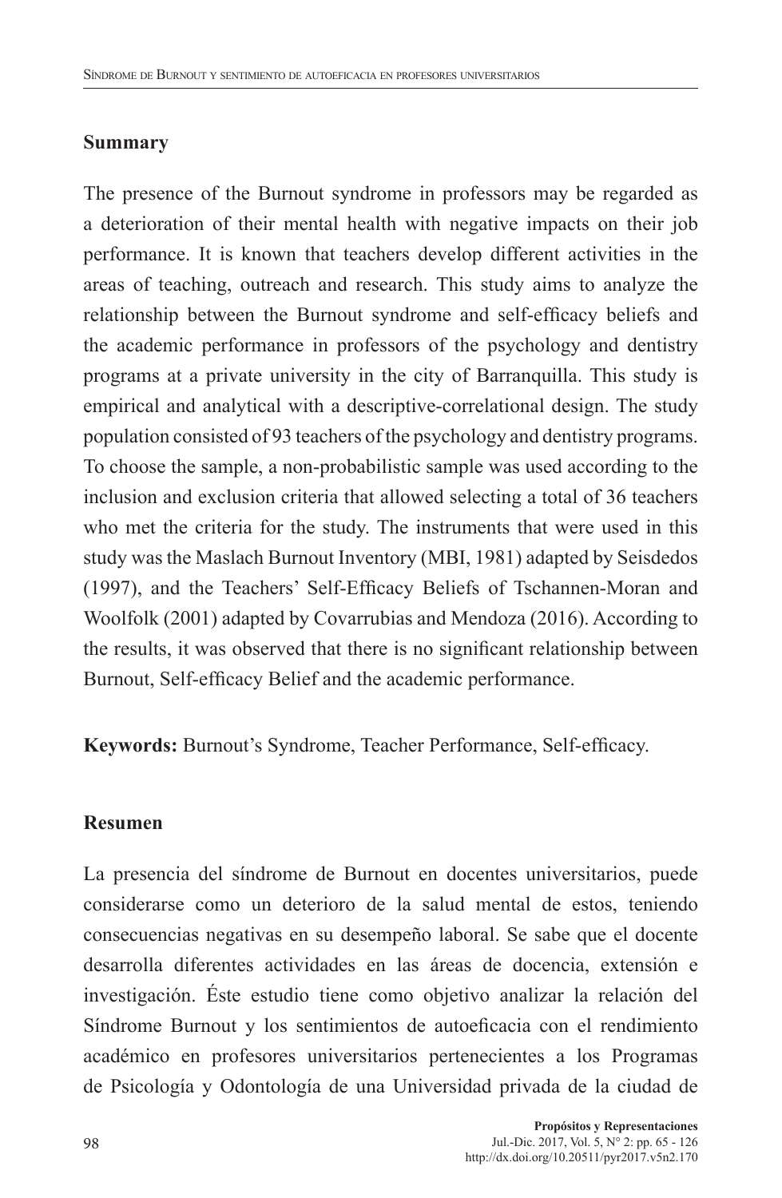**Summary**

The presence of the Burnout syndrome in professors may be regarded as a deterioration of their mental health with negative impacts on their job performance. It is known that teachers develop different activities in the areas of teaching, outreach and research. This study aims to analyze the relationship between the Burnout syndrome and self-efficacy beliefs and the academic performance in professors of the psychology and dentistry programs at a private university in the city of Barranquilla. This study is empirical and analytical with a descriptive-correlational design. The study population consisted of 93 teachers of the psychology and dentistry programs. To choose the sample, a non-probabilistic sample was used according to the inclusion and exclusion criteria that allowed selecting a total of 36 teachers who met the criteria for the study. The instruments that were used in this study was the Maslach Burnout Inventory (MBI, 1981) adapted by Seisdedos (1997), and the Teachers' Self-Efficacy Beliefs of Tschannen-Moran and Woolfolk (2001) adapted by Covarrubias and Mendoza (2016). According to the results, it was observed that there is no significant relationship between Burnout, Self-efficacy Belief and the academic performance.

**Keywords:** Burnout's Syndrome, Teacher Performance, Self-efficacy.

**Resumen**

La presencia del síndrome de Burnout en docentes universitarios, puede considerarse como un deterioro de la salud mental de estos, teniendo consecuencias negativas en su desempeño laboral. Se sabe que el docente desarrolla diferentes actividades en las áreas de docencia, extensión e investigación. Éste estudio tiene como objetivo analizar la relación del Síndrome Burnout y los sentimientos de autoeficacia con el rendimiento académico en profesores universitarios pertenecientes a los Programas de Psicología y Odontología de una Universidad privada de la ciudad de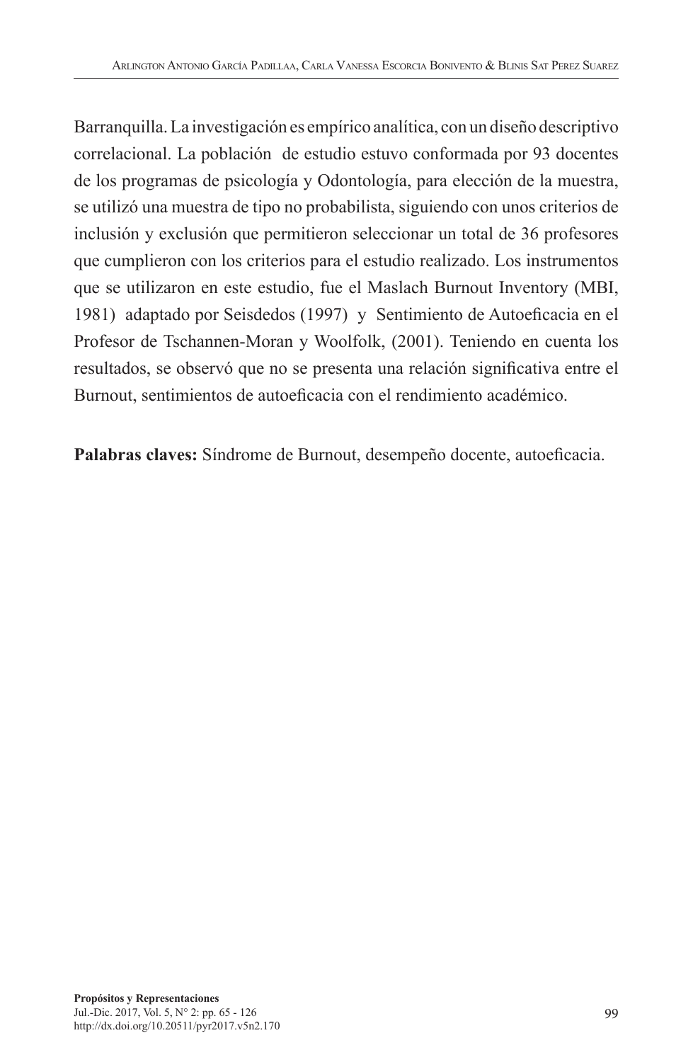Barranquilla. La investigación es empírico analítica, con un diseño descriptivo correlacional. La población de estudio estuvo conformada por 93 docentes de los programas de psicología y Odontología, para elección de la muestra, se utilizó una muestra de tipo no probabilista, siguiendo con unos criterios de inclusión y exclusión que permitieron seleccionar un total de 36 profesores que cumplieron con los criterios para el estudio realizado. Los instrumentos que se utilizaron en este estudio, fue el Maslach Burnout Inventory (MBI, 1981) adaptado por Seisdedos (1997) y Sentimiento de Autoeficacia en el Profesor de Tschannen-Moran y Woolfolk, (2001). Teniendo en cuenta los resultados, se observó que no se presenta una relación significativa entre el Burnout, sentimientos de autoeficacia con el rendimiento académico.

**Palabras claves:** Síndrome de Burnout, desempeño docente, autoeficacia.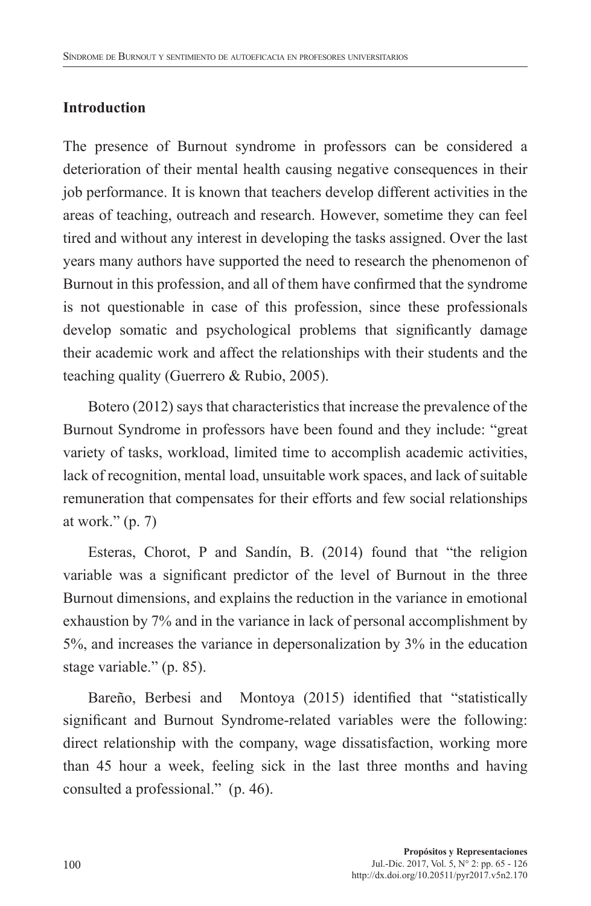## Introduction

The presence of Burnout syndrome in professors can be considered a deterioration of their mental health causing negative consequences in their job performance. It is known that teachers develop different activities in the areas of teaching, outreach and research. However, sometime they can feel tired and without any interest in developing the tasks assigned. Over the last years many authors have supported the need to research the phenomenon of Burnout in this profession, and all of them have confirmed that the syndrome is not questionable in case of this profession, since these professionals develop somatic and psychological problems that significantly damage their academic work and affect the relationships with their students and the teaching quality (Guerrero & Rubio, 2005).

Botero (2012) says that characteristics that increase the prevalence of the Burnout Syndrome in professors have been found and they include: "great variety of tasks, workload, limited time to accomplish academic activities, lack of recognition, mental load, unsuitable work spaces, and lack of suitable remuneration that compensates for their efforts and few social relationships at work." (p. 7)

Esteras, Chorot, P and Sandín, B. (2014) found that "the religion variable was a significant predictor of the level of Burnout in the three Burnout dimensions, and explains the reduction in the variance in emotional exhaustion by 7% and in the variance in lack of personal accomplishment by 5%, and increases the variance in depersonalization by 3% in the education stage variable." (p. 85).

Bareño, Berbesi and Montoya (2015) identified that "statistically significant and Burnout Syndrome-related variables were the following: direct relationship with the company, wage dissatisfaction, working more than 45 hour a week, feeling sick in the last three months and having consulted a professional." (p. 46).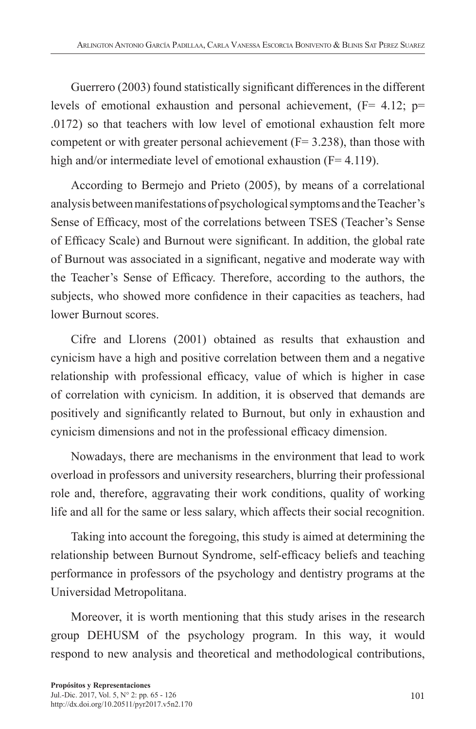Guerrero (2003) found statistically significant differences in the different levels of emotional exhaustion and personal achievement, ($F = 4.12$; $p = .0172$) so that teachers with low level of emotional exhaustion felt more competent or with greater personal achievement ($F = 3.238$), than those with high and/or intermediate level of emotional exhaustion ($F = 4.119$).

According to Bermejo and Prieto (2005), by means of a correlational analysis between manifestations of psychological symptoms and the Teacher's Sense of Efficacy, most of the correlations between TSES (Teacher's Sense of Efficacy Scale) and Burnout were significant. In addition, the global rate of Burnout was associated in a significant, negative and moderate way with the Teacher's Sense of Efficacy. Therefore, according to the authors, the subjects, who showed more confidence in their capacities as teachers, had lower Burnout scores.

Cifre and Llorens (2001) obtained as results that exhaustion and cynicism have a high and positive correlation between them and a negative relationship with professional efficacy, value of which is higher in case of correlation with cynicism. In addition, it is observed that demands are positively and significantly related to Burnout, but only in exhaustion and cynicism dimensions and not in the professional efficacy dimension.

Nowadays, there are mechanisms in the environment that lead to work overload in professors and university researchers, blurring their professional role and, therefore, aggravating their work conditions, quality of working life and all for the same or less salary, which affects their social recognition.

Taking into account the foregoing, this study is aimed at determining the relationship between Burnout Syndrome, self-efficacy beliefs and teaching performance in professors of the psychology and dentistry programs at the Universidad Metropolitana.

Moreover, it is worth mentioning that this study arises in the research group DEHUSM of the psychology program. In this way, it would respond to new analysis and theoretical and methodological contributions,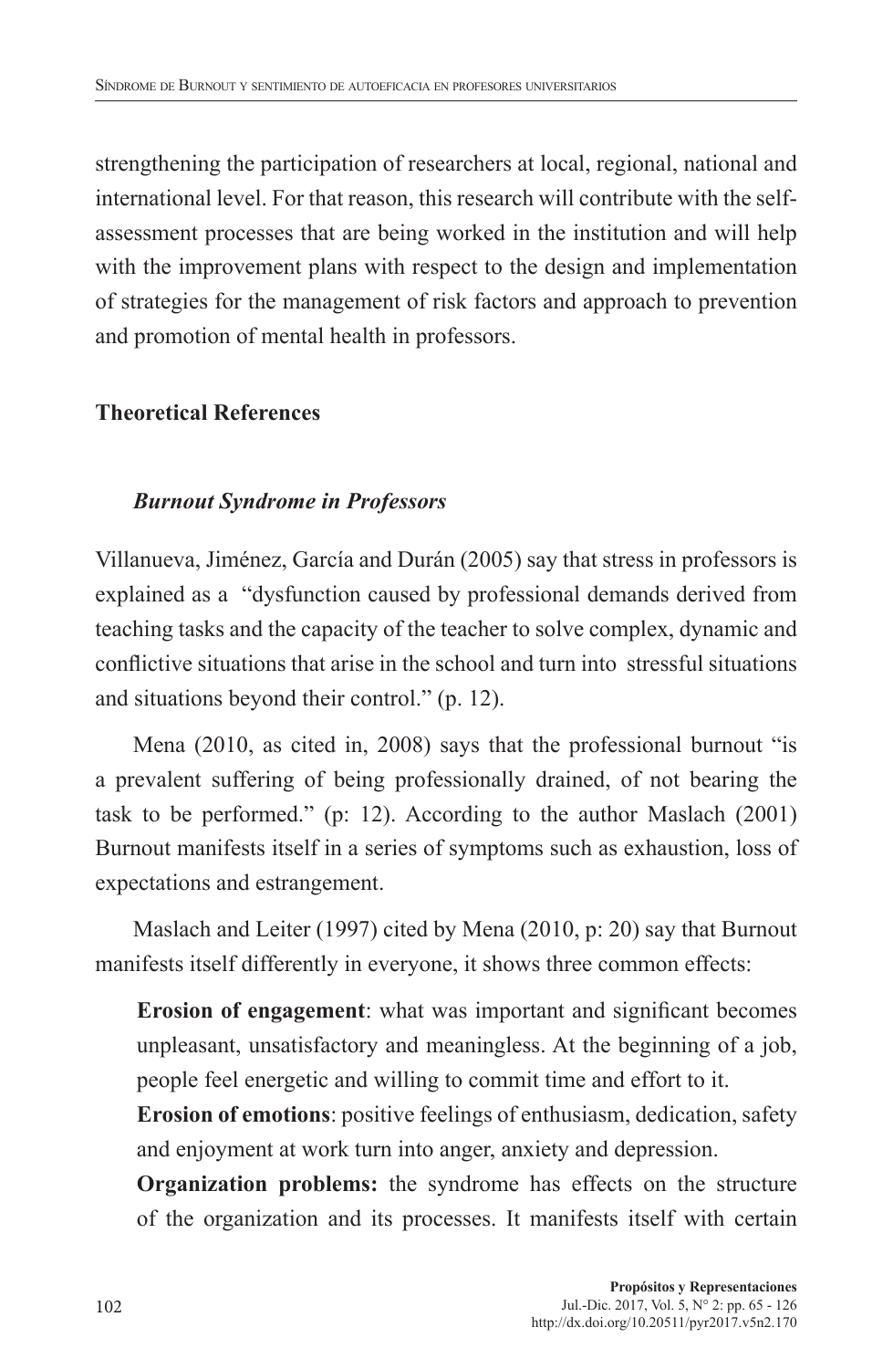strengthening the participation of researchers at local, regional, national and international level. For that reason, this research will contribute with the self-assessment processes that are being worked in the institution and will help with the improvement plans with respect to the design and implementation of strategies for the management of risk factors and approach to prevention and promotion of mental health in professors.

## Theoretical References

### *Burnout Syndrome in Professors*

Villanueva, Jiménez, García and Durán (2005) say that stress in professors is explained as a "dysfunction caused by professional demands derived from teaching tasks and the capacity of the teacher to solve complex, dynamic and conflictive situations that arise in the school and turn into stressful situations and situations beyond their control." (p. 12).

Mena (2010, as cited in, 2008) says that the professional burnout "is a prevalent suffering of being professionally drained, of not bearing the task to be performed." (p: 12). According to the author Maslach (2001) Burnout manifests itself in a series of symptoms such as exhaustion, loss of expectations and estrangement.

Maslach and Leiter (1997) cited by Mena (2010, p: 20) say that Burnout manifests itself differently in everyone, it shows three common effects:

**Erosion of engagement**: what was importānt and significant becomes unpleasant, unsatisfactory and meaningless. At the beginning of a job, people feel energetic and willing to commit time and effort to it.

**Erosion of emotions**: positive feelings of enthusiasm, dedication, safety and enjoyment at work turn into anger, anxiety and depression.

**Organization problems:** the syndrome has effects on the structure of the organization and its processes. It manifests itself with certain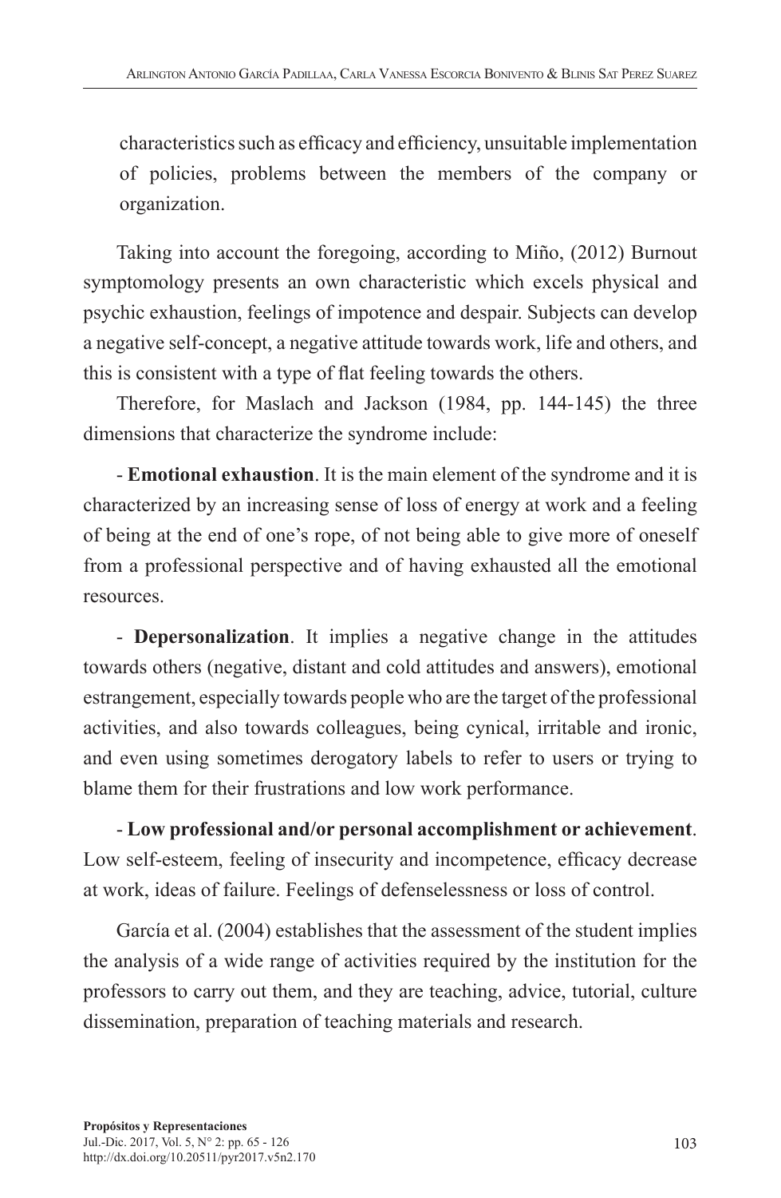characteristics such as efficacy and efficiency, unsuitable implementation of policies, problems between the members of the company or organization.

Taking into account the foregoing, according to Miño, (2012) Burnout symptomology presents an own characteristic which excels physical and psychic exhaustion, feelings of impotence and despair. Subjects can develop a negative self-concept, a negative attitude towards work, life and others, and this is consistent with a type of flat feeling towards the others.

Therefore, for Maslach and Jackson (1984, pp. 144-145) the three dimensions that characterize the syndrome include:

- **Emotional exhaustion**. It is the main element of the syndrome and it is characterized by an increasing sense of loss of energy at work and a feeling of being at the end of one's rope, of not being able to give more of oneself from a professional perspective and of having exhausted all the emotional resources.

- **Depersonalization**. It implies a negative change in the attitudes towards others (negative, distant and cold attitudes and answers), emotional estrangement, especially towards people who are the target of the professional activities, and also towards colleagues, being cynical, irritable and ironic, and even using sometimes derogatory labels to refer to users or trying to blame them for their frustrations and low work performance.

- **Low professional and/or personal accomplishment or achievement**. Low self-esteem, feeling of insecurity and incompetence, efficacy decrease at work, ideas of failure. Feelings of defenselessness or loss of control.

García et al. (2004) establishes that the assessment of the student implies the analysis of a wide range of activities required by the institution for the professors to carry out them, and they are teaching, advice, tutorial, culture dissemination, preparation of teaching materials and research.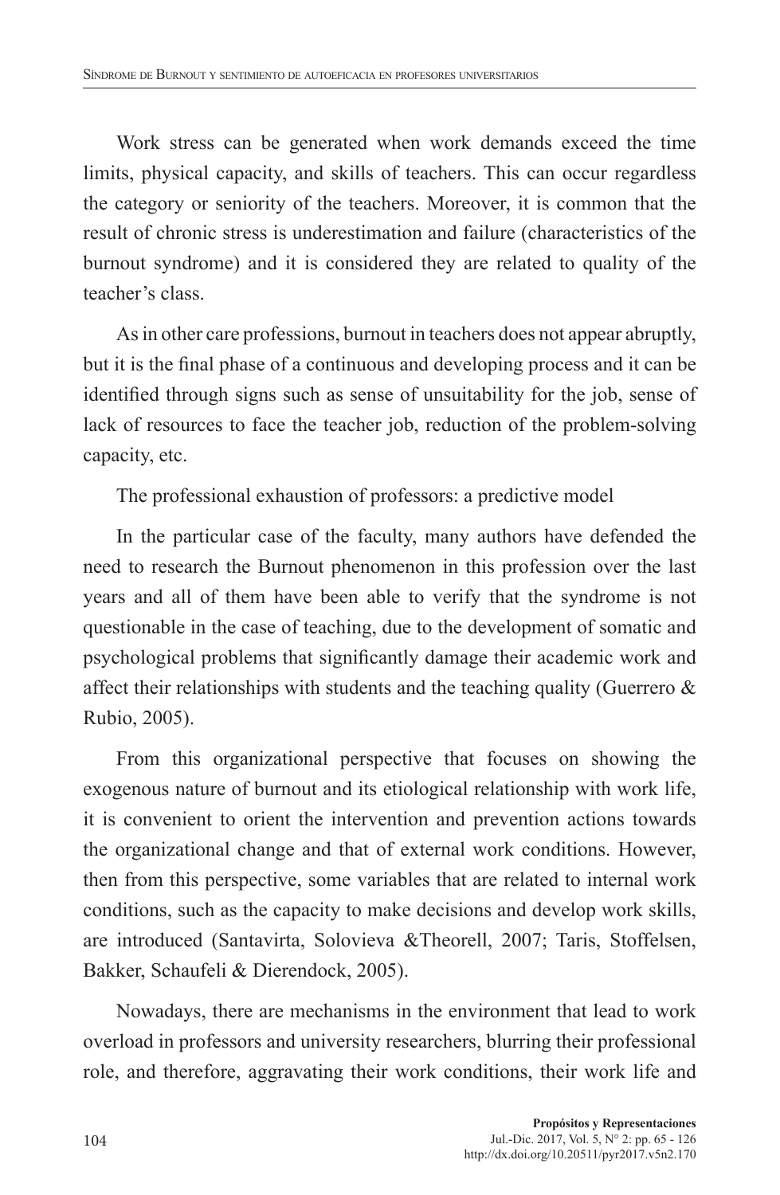Work stress can be generated when work demands exceed the time limits, physical capacity, and skills of teachers. This can occur regardless the category or seniority of the teachers. Moreover, it is common that the result of chronic stress is underestimation and failure (characteristics of the burnout syndrome) and it is considered they are related to quality of the teacher's class.

As in other care professions, burnout in teachers does not appear abruptly, but it is the final phase of a continuous and developing process and it can be identified through signs such as sense of unsuitability for the job, sense of lack of resources to face the teacher job, reduction of the problem-solving capacity, etc.

The professional exhaustion of professors: a predictive model

In the particular case of the faculty, many authors have defended the need to research the Burnout phenomenon in this profession over the last years and all of them have been able to verify that the syndrome is not questionable in the case of teaching, due to the development of somatic and psychological problems that significantly damage their academic work and affect their relationships with students and the teaching quality (Guerrero & Rubio, 2005).

From this organizational perspective that focuses on showing the exogenous nature of burnout and its etiological relationship with work life, it is convenient to orient the intervention and prevention actions towards the organizational change and that of external work conditions. However, then from this perspective, some variables that are related to internal work conditions, such as the capacity to make decisions and develop work skills, are introduced (Santavirta, Solovieva &Theorell, 2007; Taris, Stoffelsen, Bakker, Schaufeli & Dierendock, 2005).

Nowadays, there are mechanisms in the environment that lead to work overload in professors and university researchers, blurring their professional role, and therefore, aggravating their work conditions, their work life and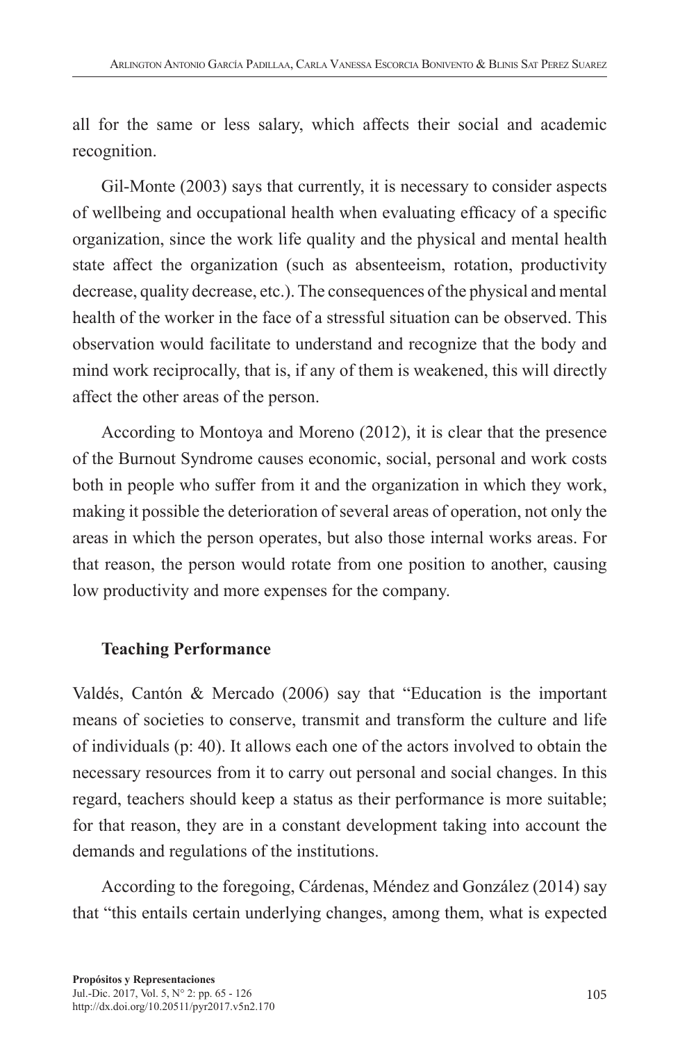all for the same or less salary, which affects their social and academic recognition.

Gil-Monte (2003) says that currently, it is necessary to consider aspects of wellbeing and occupational health when evaluating efficacy of a specific organization, since the work life quality and the physical and mental health state affect the organization (such as absenteeism, rotation, productivity decrease, quality decrease, etc.). The consequences of the physical and mental health of the worker in the face of a stressful situation can be observed. This observation would facilitate to understand and recognize that the body and mind work reciprocally, that is, if any of them is weakened, this will directly affect the other areas of the person.

According to Montoya and Moreno (2012), it is clear that the presence of the Burnout Syndrome causes economic, social, personal and work costs both in people who suffer from it and the organization in which they work, making it possible the deterioration of several areas of operation, not only the areas in which the person operates, but also those internal works areas. For that reason, the person would rotate from one position to another, causing low productivity and more expenses for the company.

**Teaching Performance**

Valdés, Cantón & Mercado (2006) say that "Education is the important means of societies to conserve, transmit and transform the culture and life of individuals (p: 40). It allows each one of the actors involved to obtain the necessary resources from it to carry out personal and social changes. In this regard, teachers should keep a status as their performance is more suitable; for that reason, they are in a constant development taking into account the demands and regulations of the institutions.

According to the foregoing, Cárdenas, Méndez and González (2014) say that "this entails certain underlying changes, among them, what is expected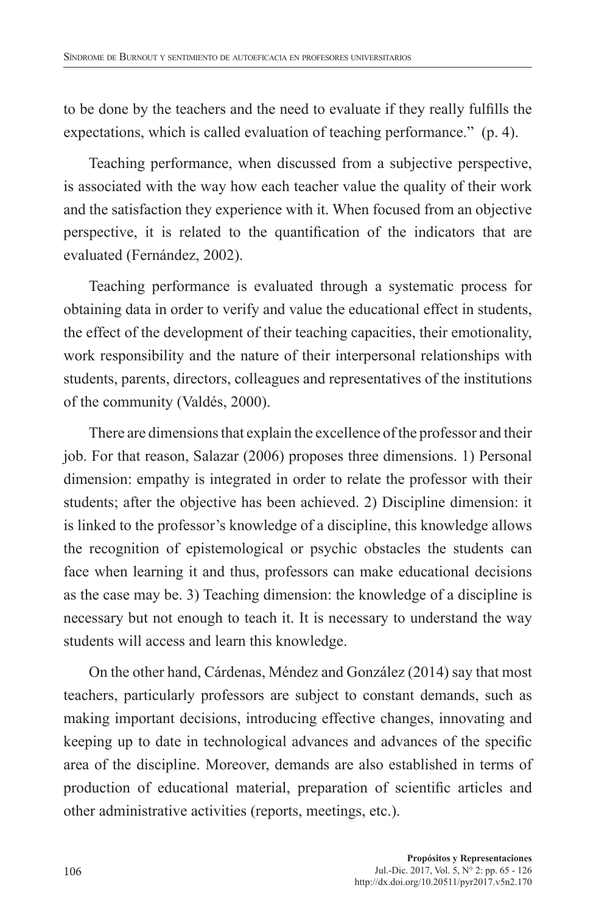to be done by the teachers and the need to evaluate if they really fulfills the expectations, which is called evaluation of teaching performance." (p. 4).

Teaching performance, when discussed from a subjective perspective, is associated with the way how each teacher value the quality of their work and the satisfaction they experience with it. When focused from an objective perspective, it is related to the quantification of the indicators that are evaluated (Fernández, 2002).

Teaching performance is evaluated through a systematic process for obtaining data in order to verify and value the educational effect in students, the effect of the development of their teaching capacities, their emotionality, work responsibility and the nature of their interpersonal relationships with students, parents, directors, colleagues and representatives of the institutions of the community (Valdés, 2000).

There are dimensions that explain the excellence of the professor and their job. For that reason, Salazar (2006) proposes three dimensions. 1) Personal dimension: empathy is integrated in order to relate the professor with their students; after the objective has been achieved. 2) Discipline dimension: it is linked to the professor's knowledge of a discipline, this knowledge allows the recognition of epistemological or psychic obstacles the students can face when learning it and thus, professors can make educational decisions as the case may be. 3) Teaching dimension: the knowledge of a discipline is necessary but not enough to teach it. It is necessary to understand the way students will access and learn this knowledge.

On the other hand, Cárdenas, Méndez and González (2014) say that most teachers, particularly professors are subject to constant demands, such as making important decisions, introducing effective changes, innovating and keeping up to date in technological advances and advances of the specific area of the discipline. Moreover, demands are also established in terms of production of educational material, preparation of scientific articles and other administrative activities (reports, meetings, etc.).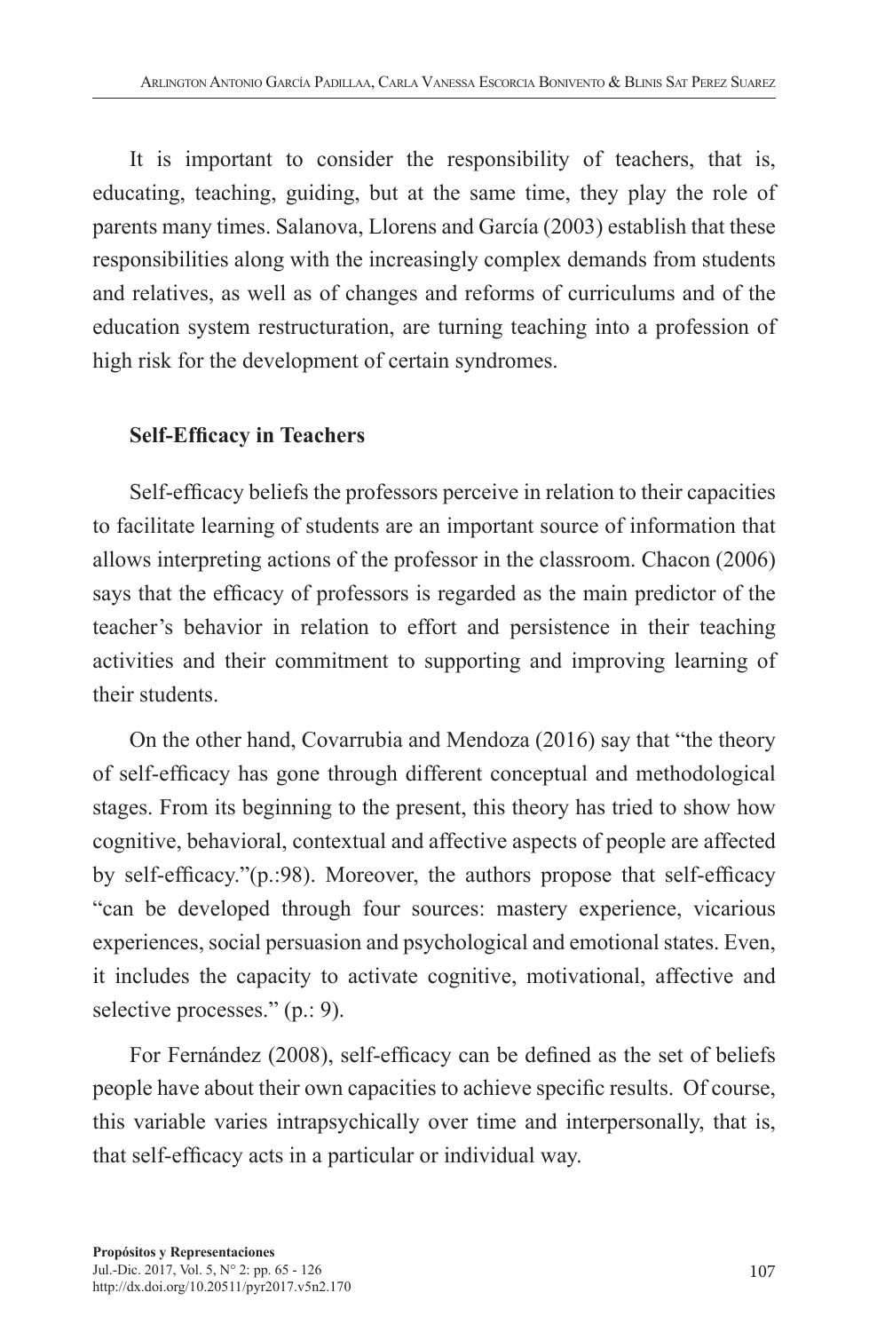It is important to consider the responsibility of teachers, that is, educating, teaching, guiding, but at the same time, they play the role of parents many times. Salanova, Llorens and García (2003) establish that these responsibilities along with the increasingly complex demands from students and relatives, as well as of changes and reforms of curriculums and of the education system restructuration, are turning teaching into a profession of high risk for the development of certain syndromes.

## Self-Efficacy in Teachers

Self-efficacy beliefs the professors perceive in relation to their capacities to facilitate learning of students are an important source of information that allows interpreting actions of the professor in the classroom. Chacon (2006) says that the efficacy of professors is regarded as the main predictor of the teacher's behavior in relation to effort and persistence in their teaching activities and their commitment to supporting and improving learning of their students.

On the other hand, Covarrubia and Mendoza (2016) say that "the theory of self-efficacy has gone through different conceptual and methodological stages. From its beginning to the present, this theory has tried to show how cognitive, behavioral, contextual and affective aspects of people are affected by self-efficacy."(p.:98). Moreover, the authors propose that self-efficacy "can be developed through four sources: mastery experience, vicarious experiences, social persuasion and psychological and emotional states. Even, it includes the capacity to activate cognitive, motivational, affective and selective processes." (p.: 9).

For Fernández (2008), self-efficacy can be defined as the set of beliefs people have about their own capacities to achieve specific results. Of course, this variable varies intrapsychically over time and interpersonally, that is, that self-efficacy acts in a particular or individual way.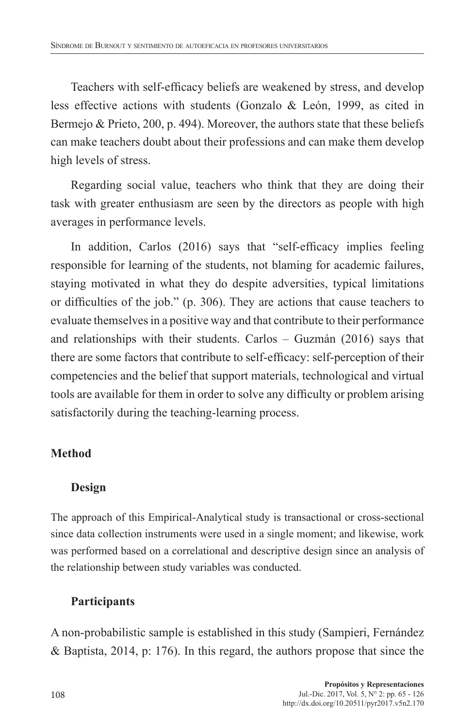Teachers with self-efficacy beliefs are weakened by stress, and develop less effective actions with students (Gonzalo & León, 1999, as cited in Bermejo & Prieto, 200, p. 494). Moreover, the authors state that these beliefs can make teachers doubt about their professions and can make them develop high levels of stress.

Regarding social value, teachers who think that they are doing their task with greater enthusiasm are seen by the directors as people with high averages in performance levels.

In addition, Carlos (2016) says that "self-efficacy implies feeling responsible for learning of the students, not blaming for academic failures, staying motivated in what they do despite adversities, typical limitations or difficulties of the job." (p. 306). They are actions that cause teachers to evaluate themselves in a positive way and that contribute to their performance and relationships with their students. Carlos – Guzmán (2016) says that there are some factors that contribute to self-efficacy: self-perception of their competencies and the belief that support materials, technological and virtual tools are available for them in order to solve any difficulty or problem arising satisfactorily during the teaching-learning process.

## Method

### Design

The approach of this Empirical-Analytical study is transactional or cross-sectional since data collection instruments were used in a single moment; and likewise, work was performed based on a correlational and descriptive design since an analysis of the relationship between study variables was conducted.

### Participants

A non-probabilistic sample is established in this study (Sampieri, Fernández & Baptista, 2014, p: 176). In this regard, the authors propose that since the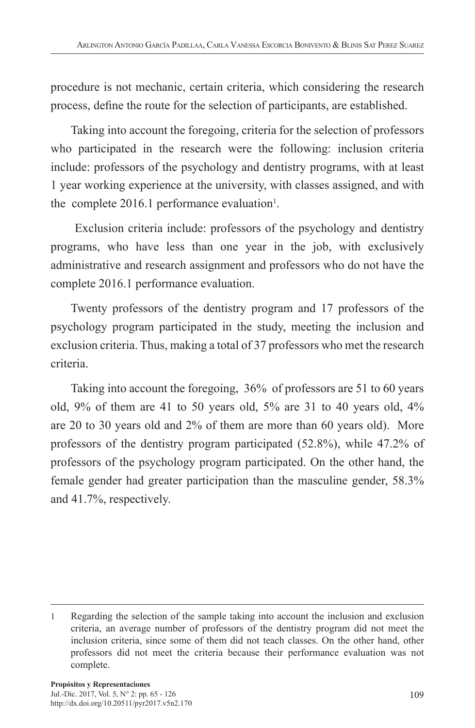procedure is not mechanic, certain criteria, which considering the research process, define the route for the selection of participants, are established.

Taking into account the foregoing, criteria for the selection of professors who participated in the research were the following: inclusion criteria include: professors of the psychology and dentistry programs, with at least 1 year working experience at the university, with classes assigned, and with the complete 2016.1 performance evaluation[1].

Exclusion criteria include: professors of the psychology and dentistry programs, who have less than one year in the job, with exclusively administrative and research assignment and professors who do not have the complete 2016.1 performance evaluation.

Twenty professors of the dentistry program and 17 professors of the psychology program participated in the study, meeting the inclusion and exclusion criteria. Thus, making a total of 37 professors who met the research criteria.

Taking into account the foregoing, 36% of professors are 51 to 60 years old, 9% of them are 41 to 50 years old, 5% are 31 to 40 years old, 4% are 20 to 30 years old and 2% of them are more than 60 years old). More professors of the dentistry program participated (52.8%), while 47.2% of professors of the psychology program participated. On the other hand, the female gender had greater participation than the masculine gender, 58.3% and 41.7%, respectively.

---

1 Regarding the selection of the sample taking into account the inclusion and exclusion criteria, an average number of professors of the dentistry program did not meet the inclusion criteria, since some of them did not teach classes. On the other hand, other professors did not meet the criteria because their performance evaluation was not complete.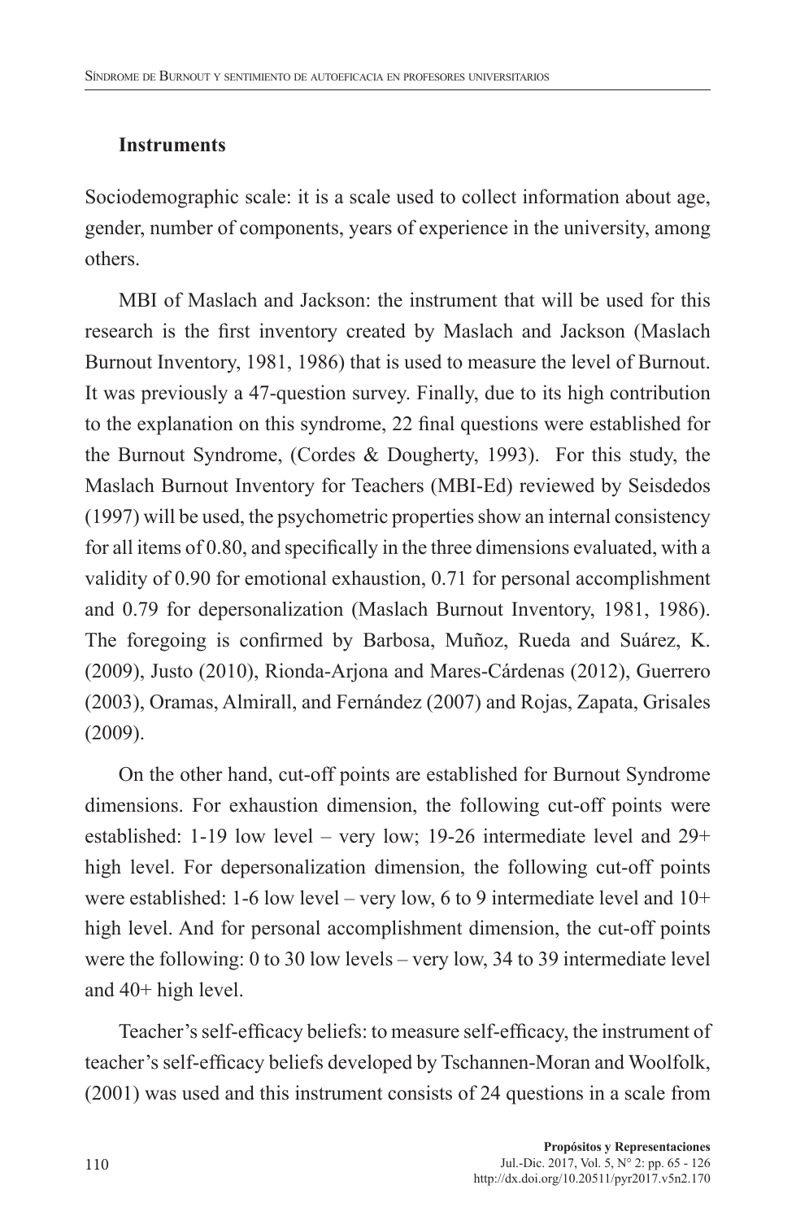### Instruments

Sociodemographic scale: it is a scale used to collect information about age, gender, number of components, years of experience in the university, among others.

MBI of Maslach and Jackson: the instrument that will be used for this research is the first inventory created by Maslach and Jackson (Maslach Burnout Inventory, 1981, 1986) that is used to measure the level of Burnout. It was previously a 47-question survey. Finally, due to its high contribution to the explanation on this syndrome, 22 final questions were established for the Burnout Syndrome, (Cordes & Dougherty, 1993). For this study, the Maslach Burnout Inventory for Teachers (MBI-Ed) reviewed by Seisdedos (1997) will be used, the psychometric properties show an internal consistency for all items of 0.80, and specifically in the three dimensions evaluated, with a validity of 0.90 for emotional exhaustion, 0.71 for personal accomplishment and 0.79 for depersonalization (Maslach Burnout Inventory, 1981, 1986). The foregoing is confirmed by Barbosa, Muñoz, Rueda and Suárez, K. (2009), Justo (2010), Rionda-Arjona and Mares-Cárdenas (2012), Guerrero (2003), Oramas, Almirall, and Fernández (2007) and Rojas, Zapata, Grisales (2009).

On the other hand, cut-off points are established for Burnout Syndrome dimensions. For exhaustion dimension, the following cut-off points were established: 1-19 low level – very low; 19-26 intermediate level and 29+ high level. For depersonalization dimension, the following cut-off points were established: 1-6 low level – very low, 6 to 9 intermediate level and 10+ high level. And for personal accomplishment dimension, the cut-off points were the following: 0 to 30 low levels – very low, 34 to 39 intermediate level and 40+ high level.

Teacher's self-efficacy beliefs: to measure self-efficacy, the instrument of teacher's self-efficacy beliefs developed by Tschannen-Moran and Woolfolk, (2001) was used and this instrument consists of 24 questions in a scale from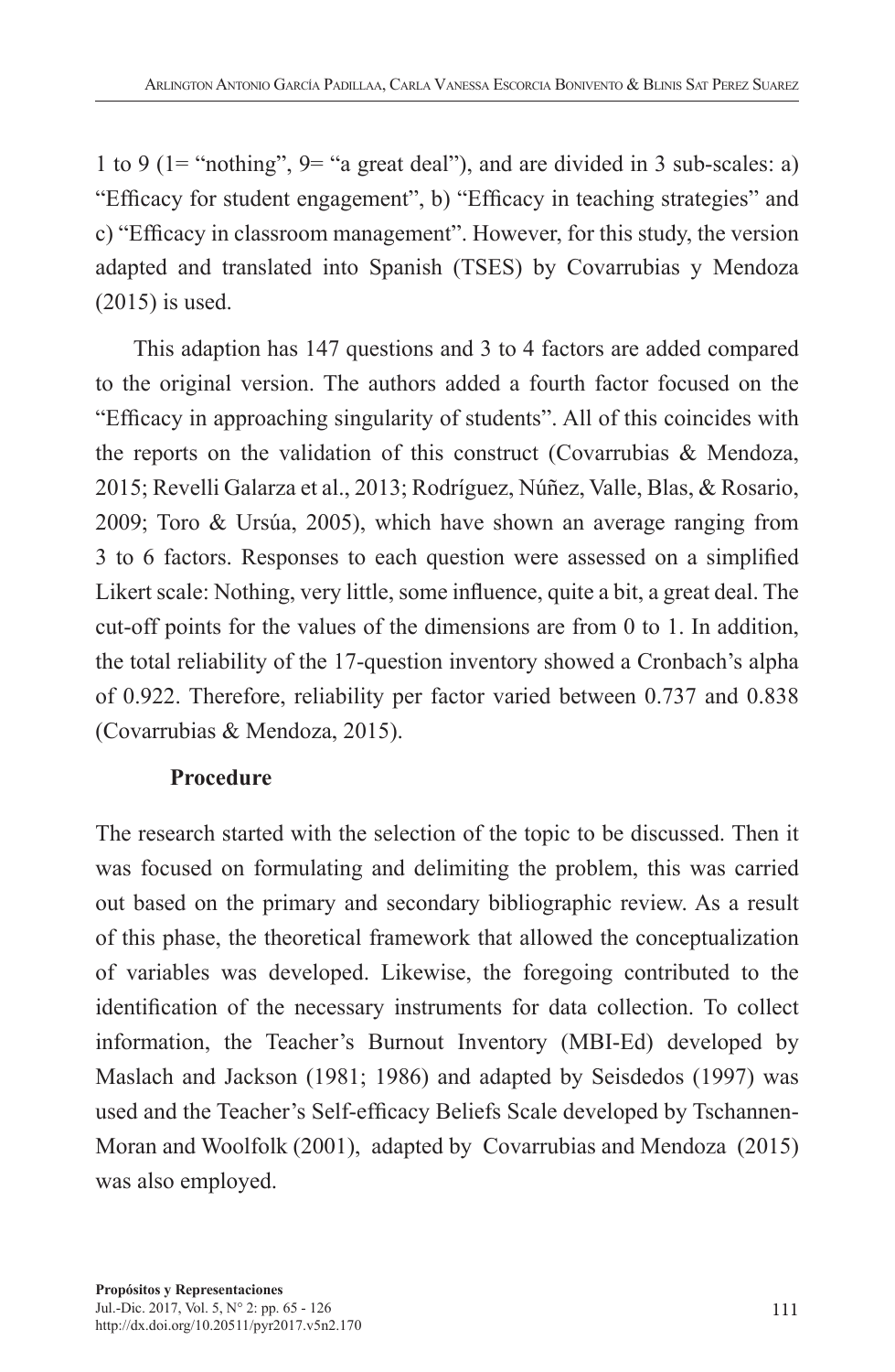1 to 9 (1= "nothing", 9= "a great deal"), and are divided in 3 sub-scales: a) "Efficacy for student engagement", b) "Efficacy in teaching strategies" and c) "Efficacy in classroom management". However, for this study, the version adapted and translated into Spanish (TSES) by Covarrubias y Mendoza (2015) is used.

This adaption has 147 questions and 3 to 4 factors are added compared to the original version. The authors added a fourth factor focused on the "Efficacy in approaching singularity of students". All of this coincides with the reports on the validation of this construct (Covarrubias & Mendoza, 2015; Revelli Galarza et al., 2013; Rodríguez, Núñez, Valle, Blas, & Rosario, 2009; Toro & Ursúa, 2005), which have shown an average ranging from 3 to 6 factors. Responses to each question were assessed on a simplified Likert scale: Nothing, very little, some influence, quite a bit, a great deal. The cut-off points for the values of the dimensions are from 0 to 1. In addition, the total reliability of the 17-question inventory showed a Cronbach's alpha of 0.922. Therefore, reliability per factor varied between 0.737 and 0.838 (Covarrubias & Mendoza, 2015).

**Procedure**

The research started with the selection of the topic to be discussed. Then it was focused on formulating and delimiting the problem, this was carried out based on the primary and secondary bibliographic review. As a result of this phase, the theoretical framework that allowed the conceptualization of variables was developed. Likewise, the foregoing contributed to the identification of the necessary instruments for data collection. To collect information, the Teacher's Burnout Inventory (MBI-Ed) developed by Maslach and Jackson (1981; 1986) and adapted by Seisdedos (1997) was used and the Teacher's Self-efficacy Beliefs Scale developed by Tschannen-Moran and Woolfolk (2001), adapted by Covarrubias and Mendoza (2015) was also employed.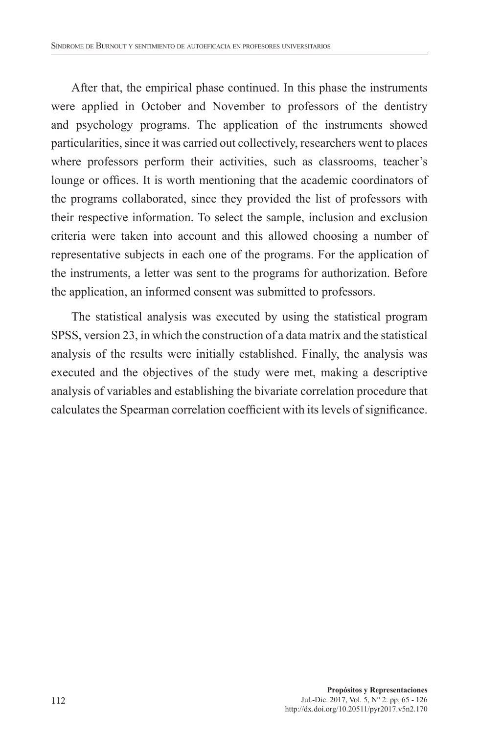After that, the empirical phase continued. In this phase the instruments were applied in October and November to professors of the dentistry and psychology programs. The application of the instruments showed particularities, since it was carried out collectively, researchers went to places where professors perform their activities, such as classrooms, teacher's lounge or offices. It is worth mentioning that the academic coordinators of the programs collaborated, since they provided the list of professors with their respective information. To select the sample, inclusion and exclusion criteria were taken into account and this allowed choosing a number of representative subjects in each one of the programs. For the application of the instruments, a letter was sent to the programs for authorization. Before the application, an informed consent was submitted to professors.

The statistical analysis was executed by using the statistical program SPSS, version 23, in which the construction of a data matrix and the statistical analysis of the results were initially established. Finally, the analysis was executed and the objectives of the study were met, making a descriptive analysis of variables and establishing the bivariate correlation procedure that calculates the Spearman correlation coefficient with its levels of significance.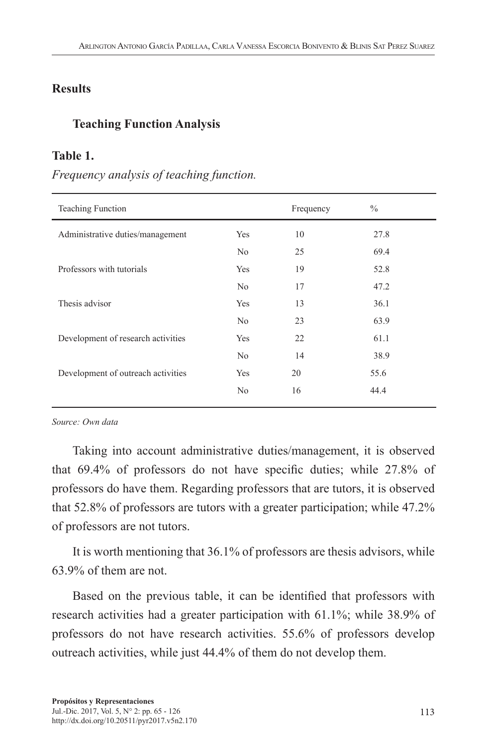## Results

### Teaching Function Analysis

**Table 1.**

*Frequency analysis of teaching function.*

| Teaching Function | | Frequency | % |
|---|---|---|---|
| Administrative duties/management | Yes | 10 | 27.8 |
| | No | 25 | 69.4 |
| Professors with tutorials | Yes | 19 | 52.8 |
| | No | 17 | 47.2 |
| Thesis advisor | Yes | 13 | 36.1 |
| | No | 23 | 63.9 |
| Development of research activities | Yes | 22 | 61.1 |
| | No | 14 | 38.9 |
| Development of outreach activities | Yes | 20 | 55.6 |
| | No | 16 | 44.4 |

*Source: Own data*

Taking into account administrative duties/management, it is observed that 69.4% of professors do not have specific duties; while 27.8% of professors do have them. Regarding professors that are tutors, it is observed that 52.8% of professors are tutors with a greater participation; while 47.2% of professors are not tutors.

It is worth mentioning that 36.1% of professors are thesis advisors, while 63.9% of them are not.

Based on the previous table, it can be identified that professors with research activities had a greater participation with 61.1%; while 38.9% of professors do not have research activities. 55.6% of professors develop outreach activities, while just 44.4% of them do not develop them.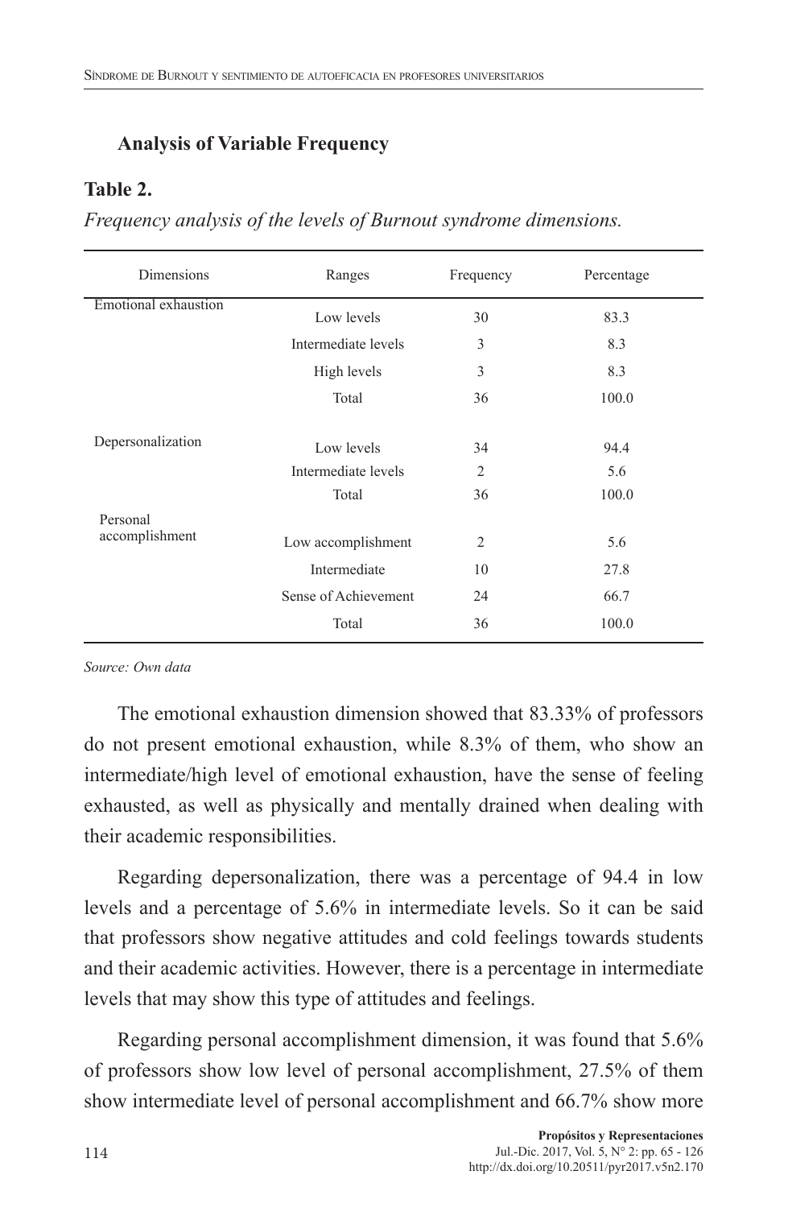## Analysis of Variable Frequency

**Table 2.**

*Frequency analysis of the levels of Burnout syndrome dimensions.*

| Dimensions | Ranges | Frequency | Percentage |
|---|---|---|---|
| Emotional exhaustion | Low levels | 30 | 83.3 |
| | Intermediate levels | 3 | 8.3 |
| | High levels | 3 | 8.3 |
| | Total | 36 | 100.0 |
| Depersonalization | Low levels | 34 | 94.4 |
| | Intermediate levels | 2 | 5.6 |
| | Total | 36 | 100.0 |
| Personal accomplishment | Low accomplishment | 2 | 5.6 |
| | Intermediate | 10 | 27.8 |
| | Sense of Achievement | 24 | 66.7 |
| | Total | 36 | 100.0 |

*Source: Own data*

The emotional exhaustion dimension showed that 83.33% of professors do not present emotional exhaustion, while 8.3% of them, who show an intermediate/high level of emotional exhaustion, have the sense of feeling exhausted, as well as physically and mentally drained when dealing with their academic responsibilities.

Regarding depersonalization, there was a percentage of 94.4 in low levels and a percentage of 5.6% in intermediate levels. So it can be said that professors show negative attitudes and cold feelings towards students and their academic activities. However, there is a percentage in intermediate levels that may show this type of attitudes and feelings.

Regarding personal accomplishment dimension, it was found that 5.6% of professors show low level of personal accomplishment, 27.5% of them show intermediate level of personal accomplishment and 66.7% show more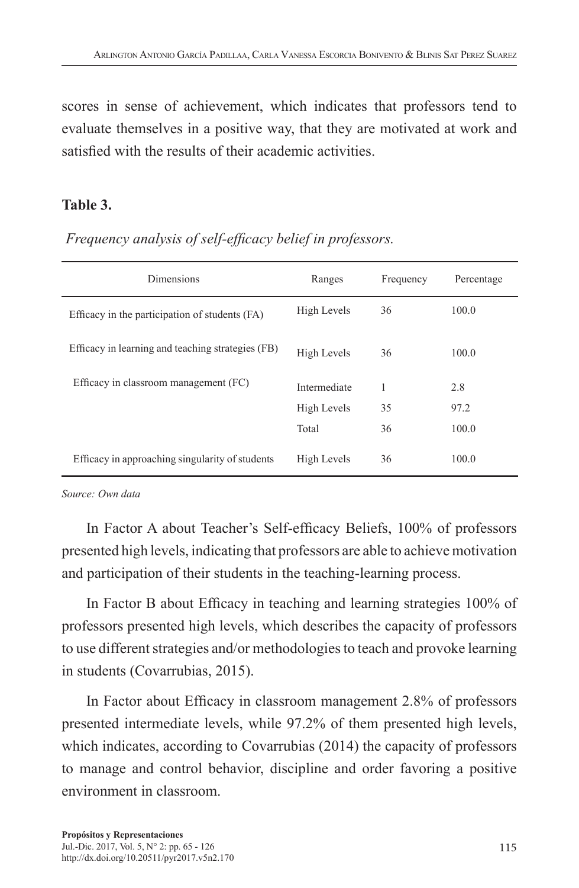scores in sense of achievement, which indicates that professors tend to evaluate themselves in a positive way, that they are motivated at work and satisfied with the results of their academic activities.

**Table 3.**

*Frequency analysis of self-efficacy belief in professors.*

| Dimensions | Ranges | Frequency | Percentage |
|---|---|---|---|
| Efficacy in the participation of students (FA) | High Levels | 36 | 100.0 |
| Efficacy in learning and teaching strategies (FB) | High Levels | 36 | 100.0 |
| Efficacy in classroom management (FC) | Intermediate | 1 | 2.8 |
| | High Levels | 35 | 97.2 |
| | Total | 36 | 100.0 |
| Efficacy in approaching singularity of students | High Levels | 36 | 100.0 |

*Source: Own data*

In Factor A about Teacher's Self-efficacy Beliefs, 100% of professors presented high levels, indicating that professors are able to achieve motivation and participation of their students in the teaching-learning process.

In Factor B about Efficacy in teaching and learning strategies 100% of professors presented high levels, which describes the capacity of professors to use different strategies and/or methodologies to teach and provoke learning in students (Covarrubias, 2015).

In Factor about Efficacy in classroom management 2.8% of professors presented intermediate levels, while 97.2% of them presented high levels, which indicates, according to Covarrubias (2014) the capacity of professors to manage and control behavior, discipline and order favoring a positive environment in classroom.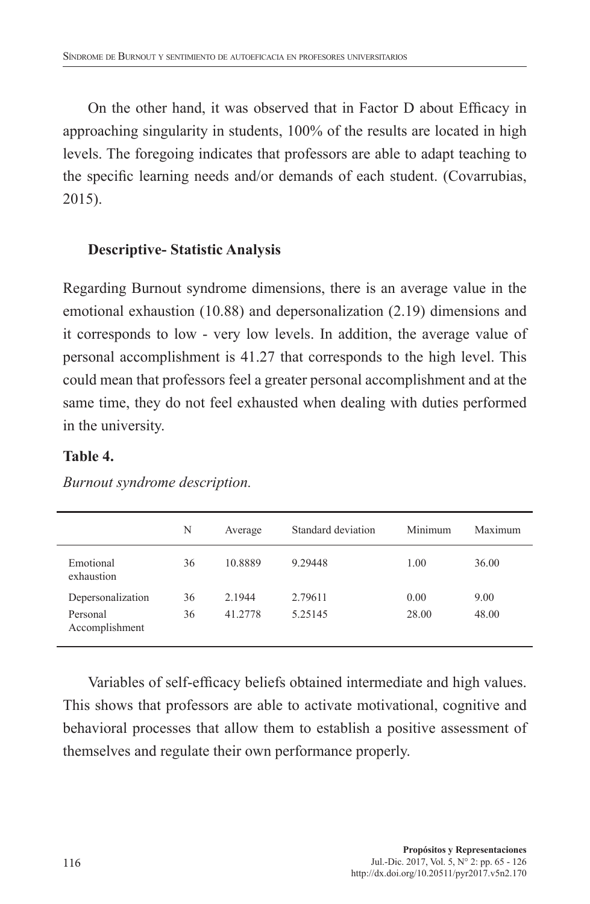On the other hand, it was observed that in Factor D about Efficacy in approaching singularity in students, 100% of the results are located in high levels. The foregoing indicates that professors are able to adapt teaching to the specific learning needs and/or demands of each student. (Covarrubias, 2015).

### Descriptive- Statistic Analysis

Regarding Burnout syndrome dimensions, there is an average value in the emotional exhaustion (10.88) and depersonalization (2.19) dimensions and it corresponds to low - very low levels. In addition, the average value of personal accomplishment is 41.27 that corresponds to the high level. This could mean that professors feel a greater personal accomplishment and at the same time, they do not feel exhausted when dealing with duties performed in the university.

**Table 4.**

*Burnout syndrome description.*

| | N | Average | Standard deviation | Minimum | Maximum |
|---|---|---|---|---|---|
| Emotional exhaustion | 36 | 10.8889 | 9.29448 | 1.00 | 36.00 |
| Depersonalization | 36 | 2.1944 | 2.79611 | 0.00 | 9.00 |
| Personal Accomplishment | 36 | 41.2778 | 5.25145 | 28.00 | 48.00 |

Variables of self-efficacy beliefs obtained intermediate and high values. This shows that professors are able to activate motivational, cognitive and behavioral processes that allow them to establish a positive assessment of themselves and regulate their own performance properly.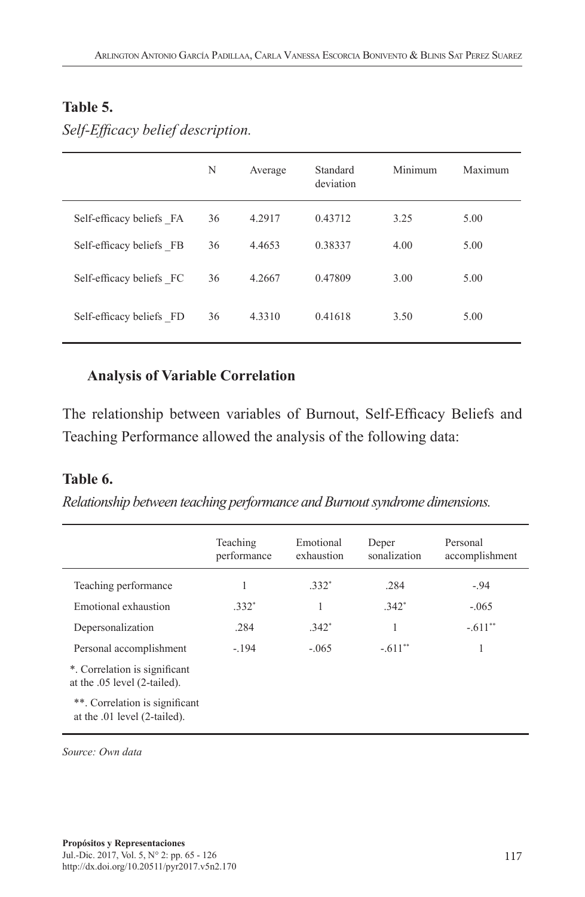**Table 5.**

*Self-Efficacy belief description.*

| | N | Average | Standard deviation | Minimum | Maximum |
|---|---|---|---|---|---|
| Self-efficacy beliefs _FA | 36 | 4.2917 | 0.43712 | 3.25 | 5.00 |
| Self-efficacy beliefs _FB | 36 | 4.4653 | 0.38337 | 4.00 | 5.00 |
| Self-efficacy beliefs _FC | 36 | 4.2667 | 0.47809 | 3.00 | 5.00 |
| Self-efficacy beliefs _FD | 36 | 4.3310 | 0.41618 | 3.50 | 5.00 |

### Analysis of Variable Correlation

The relationship between variables of Burnout, Self-Efficacy Beliefs and Teaching Performance allowed the analysis of the following data:

**Table 6.**

*Relationship between teaching performance and Burnout syndrome dimensions.*

| | Teaching performance | Emotional exhaustion | Deper sonalization | Personal accomplishment |
|---|---|---|---|---|
| Teaching performance | 1 | .332* | .284 | -.94 |
| Emotional exhaustion | .332* | 1 | .342* | -.065 |
| Depersonalization | .284 | .342* | 1 | -.611** |
| Personal accomplishment | -.194 | -.065 | -.611** | 1 |

*. Correlation is significant at the .05 level (2-tailed).

**. Correlation is significant at the .01 level (2-tailed).

*Source: Own data*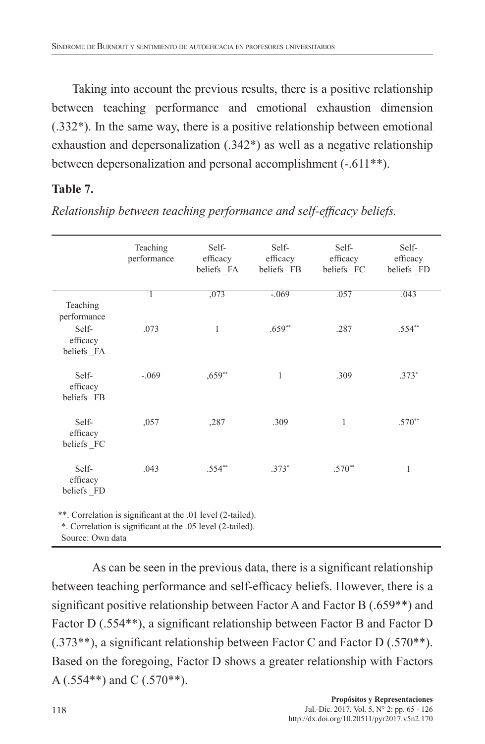Taking into account the previous results, there is a positive relationship between teaching performance and emotional exhaustion dimension (.332*). In the same way, there is a positive relationship between emotional exhaustion and depersonalization (.342*) as well as a negative relationship between depersonalization and personal accomplishment (-.611**).

**Table 7.**

*Relationship between teaching performance and self-efficacy beliefs.*

| | Teaching performance | Self-efficacy beliefs _FA | Self-efficacy beliefs _FB | Self-efficacy beliefs _FC | Self-efficacy beliefs _FD |
|---|---|---|---|---|---|
| Teaching performance | 1 | ,073 | -.069 | .057 | .043 |
| Self-efficacy beliefs _FA | .073 | 1 | .659** | .287 | .554** |
| Self-efficacy beliefs _FB | -.069 | ,659** | 1 | .309 | .373* |
| Self-efficacy beliefs _FC | ,057 | ,287 | .309 | 1 | .570** |
| Self-efficacy beliefs _FD | .043 | .554** | .373* | .570** | 1 |

**. Correlation is significant at the .01 level (2-tailed).
*. Correlation is significant at the .05 level (2-tailed).
Source: Own data

As can be seen in the previous data, there is a significant relationship between teaching performance and self-efficacy beliefs. However, there is a significant positive relationship between Factor A and Factor B (.659**) and Factor D (.554**), a significant relationship between Factor B and Factor D (.373**), a significant relationship between Factor C and Factor D (.570**). Based on the foregoing, Factor D shows a greater relationship with Factors A (.554**) and C (.570**).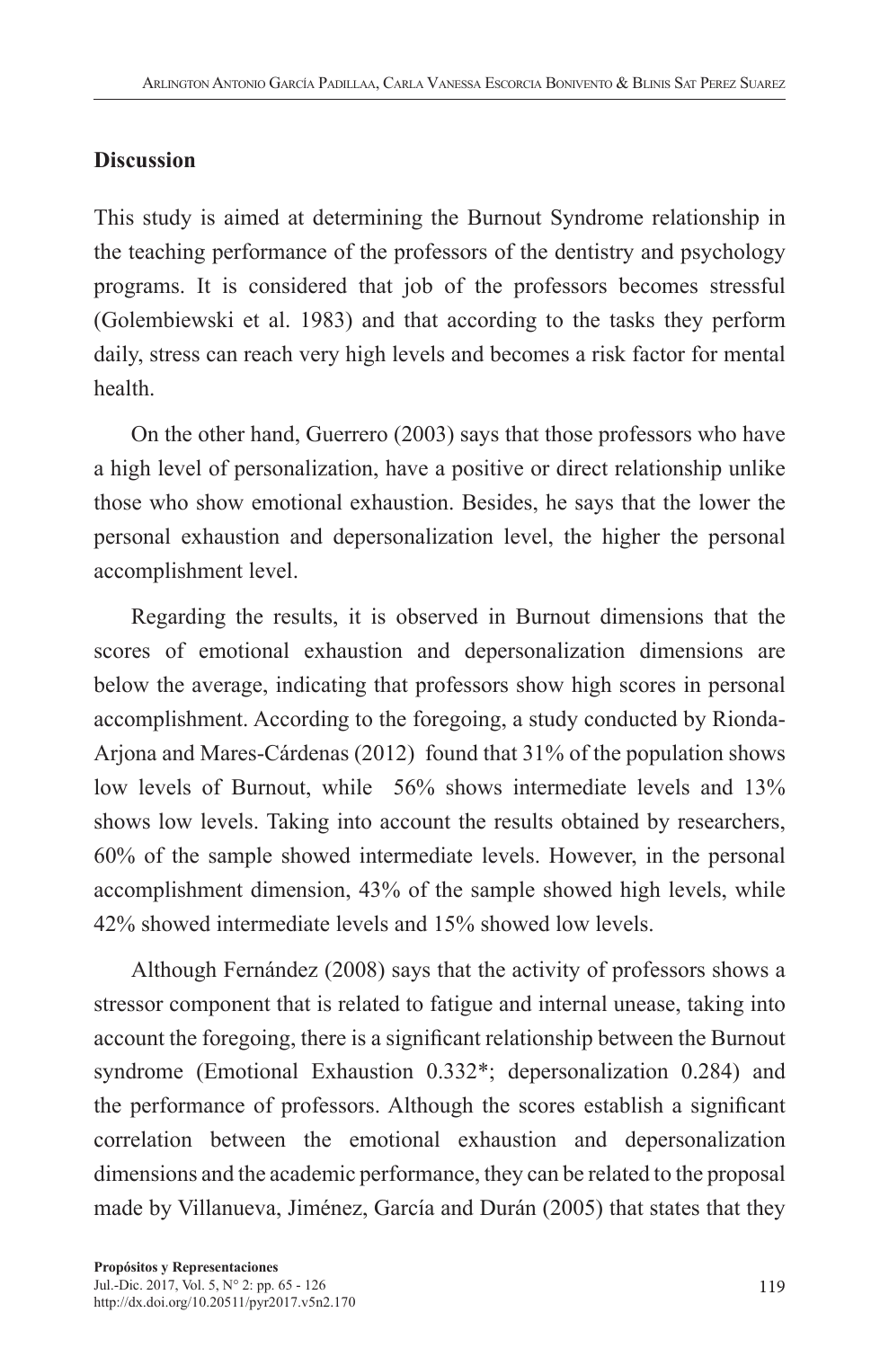## Discussion

This study is aimed at determining the Burnout Syndrome relationship in the teaching performance of the professors of the dentistry and psychology programs. It is considered that job of the professors becomes stressful (Golembiewski et al. 1983) and that according to the tasks they perform daily, stress can reach very high levels and becomes a risk factor for mental health.

On the other hand, Guerrero (2003) says that those professors who have a high level of personalization, have a positive or direct relationship unlike those who show emotional exhaustion. Besides, he says that the lower the personal exhaustion and depersonalization level, the higher the personal accomplishment level.

Regarding the results, it is observed in Burnout dimensions that the scores of emotional exhaustion and depersonalization dimensions are below the average, indicating that professors show high scores in personal accomplishment. According to the foregoing, a study conducted by Rionda-Arjona and Mares-Cárdenas (2012) found that 31% of the population shows low levels of Burnout, while 56% shows intermediate levels and 13% shows low levels. Taking into account the results obtained by researchers, 60% of the sample showed intermediate levels. However, in the personal accomplishment dimension, 43% of the sample showed high levels, while 42% showed intermediate levels and 15% showed low levels.

Although Fernández (2008) says that the activity of professors shows a stressor component that is related to fatigue and internal unease, taking into account the foregoing, there is a significant relationship between the Burnout syndrome (Emotional Exhaustion 0.332*; depersonalization 0.284) and the performance of professors. Although the scores establish a significant correlation between the emotional exhaustion and depersonalization dimensions and the academic performance, they can be related to the proposal made by Villanueva, Jiménez, García and Durán (2005) that states that they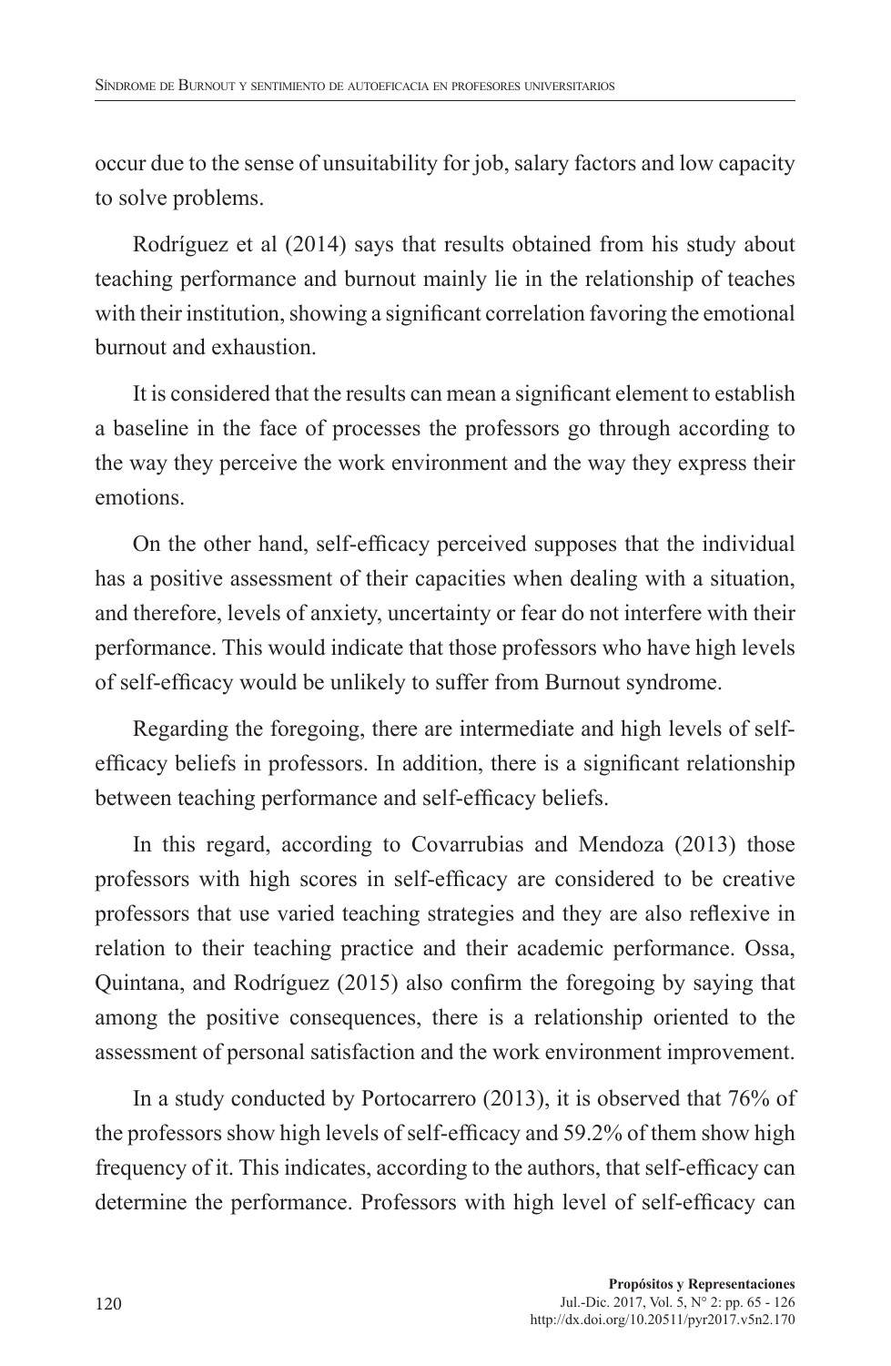occur due to the sense of unsuitability for job, salary factors and low capacity to solve problems.

Rodríguez et al (2014) says that results obtained from his study about teaching performance and burnout mainly lie in the relationship of teaches with their institution, showing a significant correlation favoring the emotional burnout and exhaustion.

It is considered that the results can mean a significant element to establish a baseline in the face of processes the professors go through according to the way they perceive the work environment and the way they express their emotions.

On the other hand, self-efficacy perceived supposes that the individual has a positive assessment of their capacities when dealing with a situation, and therefore, levels of anxiety, uncertainty or fear do not interfere with their performance. This would indicate that those professors who have high levels of self-efficacy would be unlikely to suffer from Burnout syndrome.

Regarding the foregoing, there are intermediate and high levels of self-efficacy beliefs in professors. In addition, there is a significant relationship between teaching performance and self-efficacy beliefs.

In this regard, according to Covarrubias and Mendoza (2013) those professors with high scores in self-efficacy are considered to be creative professors that use varied teaching strategies and they are also reflexive in relation to their teaching practice and their academic performance. Ossa, Quintana, and Rodríguez (2015) also confirm the foregoing by saying that among the positive consequences, there is a relationship oriented to the assessment of personal satisfaction and the work environment improvement.

In a study conducted by Portocarrero (2013), it is observed that 76% of the professors show high levels of self-efficacy and 59.2% of them show high frequency of it. This indicates, according to the authors, that self-efficacy can determine the performance. Professors with high level of self-efficacy can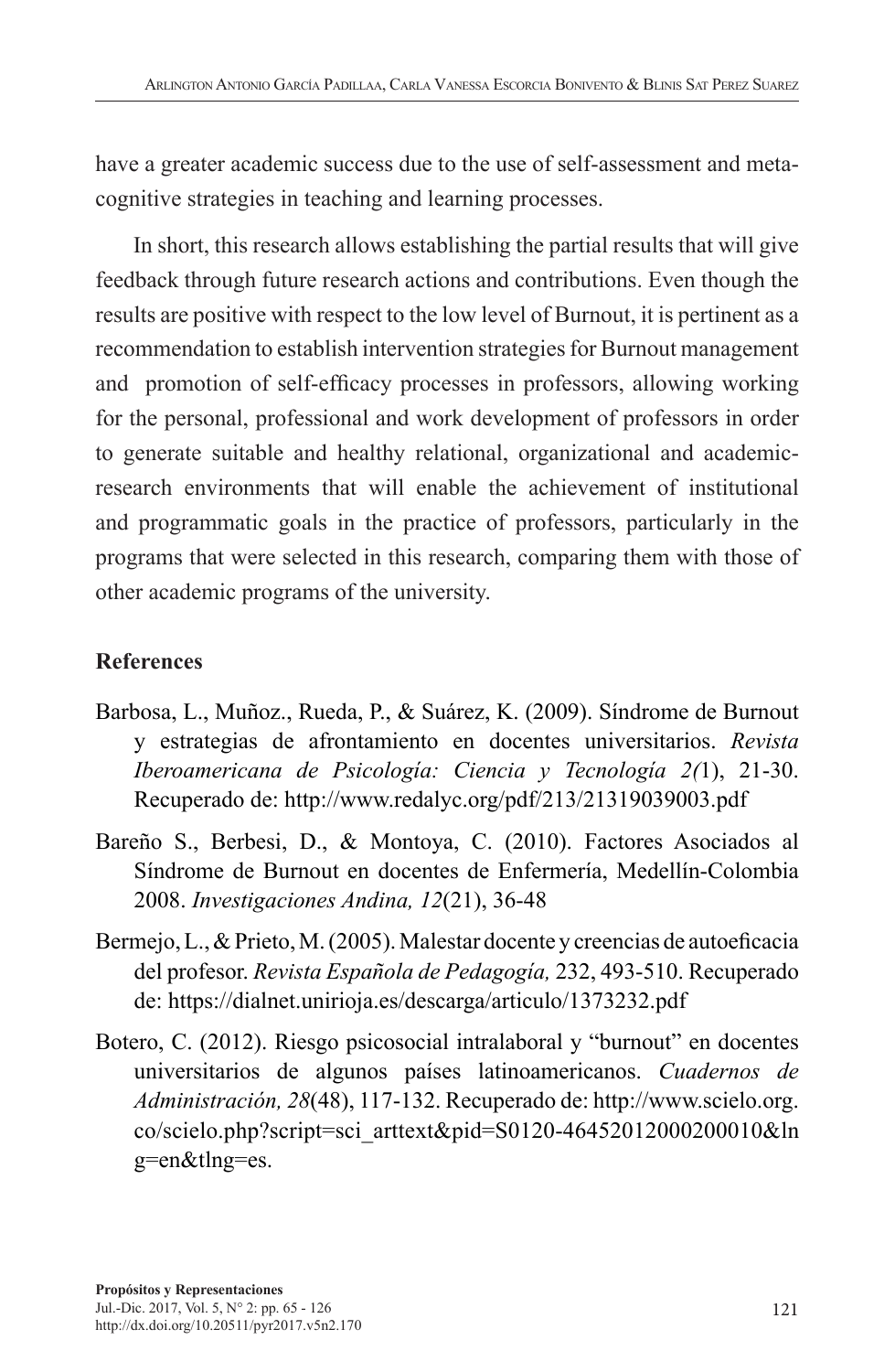have a greater academic success due to the use of self-assessment and meta-cognitive strategies in teaching and learning processes.

In short, this research allows establishing the partial results that will give feedback through future research actions and contributions. Even though the results are positive with respect to the low level of Burnout, it is pertinent as a recommendation to establish intervention strategies for Burnout management and promotion of self-efficacy processes in professors, allowing working for the personal, professional and work development of professors in order to generate suitable and healthy relational, organizational and academic-research environments that will enable the achievement of institutional and programmatic goals in the practice of professors, particularly in the programs that were selected in this research, comparing them with those of other academic programs of the university.

## References

Barbosa, L., Muñoz., Rueda, P., & Suárez, K. (2009). Síndrome de Burnout y estrategias de afrontamiento en docentes universitarios. *Revista Iberoamericana de Psicología: Ciencia y Tecnología 2(*1), 21-30. Recuperado de: http://www.redalyc.org/pdf/213/21319039003.pdf

Bareño S., Berbesi, D., & Montoya, C. (2010). Factores Asociados al Síndrome de Burnout en docentes de Enfermería, Medellín-Colombia 2008. *Investigaciones Andina, 12*(21), 36-48

Bermejo, L., & Prieto, M. (2005). Malestar docente y creencias de autoeficacia del profesor. *Revista Española de Pedagogía,* 232, 493-510. Recuperado de: https://dialnet.unirioja.es/descarga/articulo/1373232.pdf

Botero, C. (2012). Riesgo psicosocial intralaboral y "burnout" en docentes universitarios de algunos países latinoamericanos. *Cuadernos de Administración, 28*(48), 117-132. Recuperado de: http://www.scielo.org.co/scielo.php?script=sci_arttext&pid=S0120-46452012000200010&lng=en&tlng=es.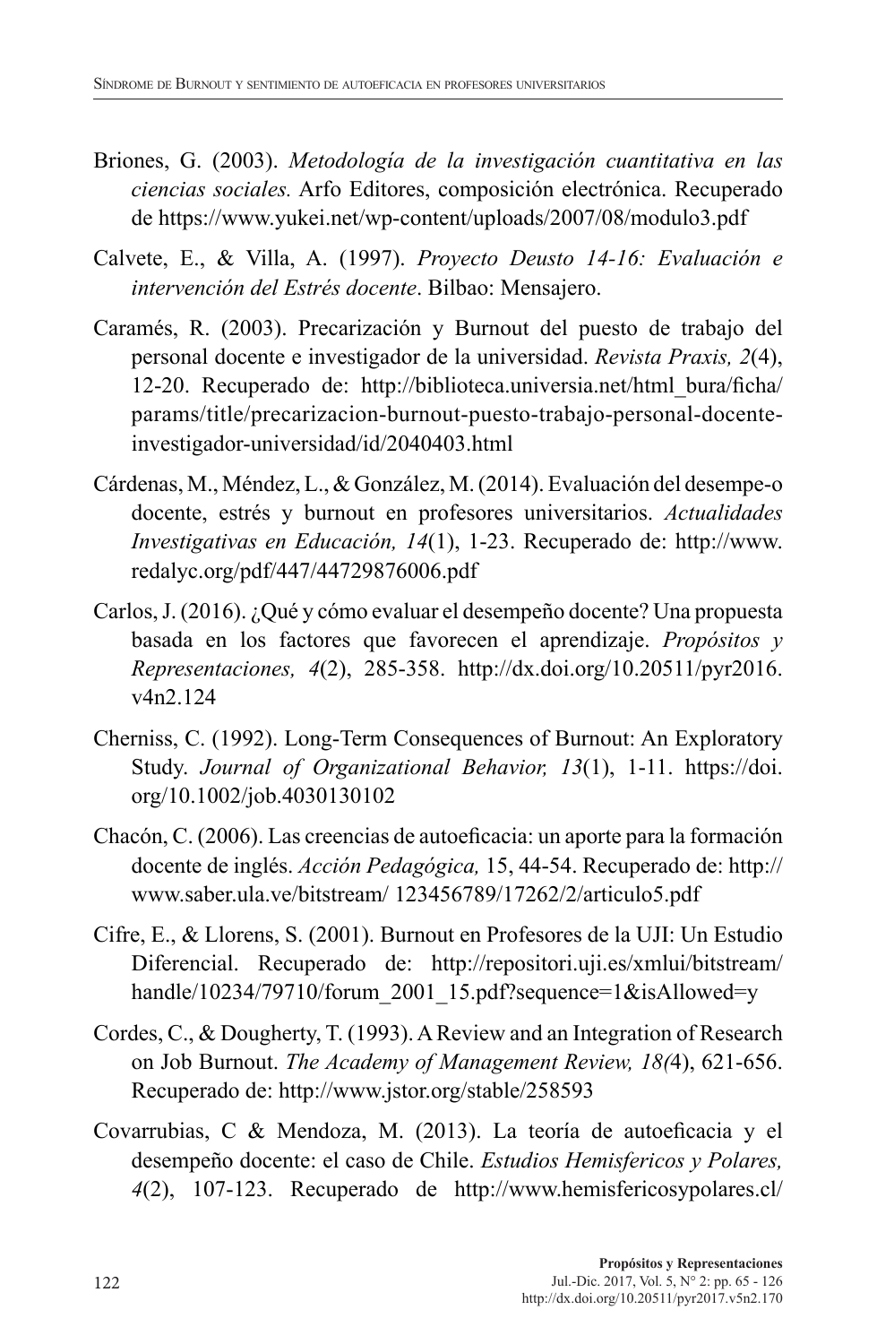Briones, G. (2003). *Metodología de la investigación cuantitativa en las ciencias sociales.* Arfo Editores, composición electrónica. Recuperado de https://www.yukei.net/wp-content/uploads/2007/08/modulo3.pdf

Calvete, E., & Villa, A. (1997). *Proyecto Deusto 14-16: Evaluación e intervención del Estrés docente*. Bilbao: Mensajero.

Caramés, R. (2003). Precarización y Burnout del puesto de trabajo del personal docente e investigador de la universidad. *Revista Praxis, 2*(4), 12-20. Recuperado de: http://biblioteca.universia.net/html_bura/ficha/params/title/precarizacion-burnout-puesto-trabajo-personal-docente-investigador-universidad/id/2040403.html

Cárdenas, M., Méndez, L., & González, M. (2014). Evaluación del desempe-o docente, estrés y burnout en profesores universitarios. *Actualidades Investigativas en Educación, 14*(1), 1-23. Recuperado de: http://www.redalyc.org/pdf/447/44729876006.pdf

Carlos, J. (2016). ¿Qué y cómo evaluar el desempeño docente? Una propuesta basada en los factores que favorecen el aprendizaje. *Propósitos y Representaciones, 4*(2), 285-358. http://dx.doi.org/10.20511/pyr2016.v4n2.124

Cherniss, C. (1992). Long-Term Consequences of Burnout: An Exploratory Study. *Journal of Organizational Behavior, 13*(1), 1-11. https://doi.org/10.1002/job.4030130102

Chacón, C. (2006). Las creencias de autoeficacia: un aporte para la formación docente de inglés. *Acción Pedagógica,* 15, 44-54. Recuperado de: http://www.saber.ula.ve/bitstream/ 123456789/17262/2/articulo5.pdf

Cifre, E., & Llorens, S. (2001). Burnout en Profesores de la UJI: Un Estudio Diferencial. Recuperado de: http://repositori.uji.es/xmlui/bitstream/handle/10234/79710/forum_2001_15.pdf?sequence=1&isAllowed=y

Cordes, C., & Dougherty, T. (1993). A Review and an Integration of Research on Job Burnout. *The Academy of Management Review, 18(*4), 621-656. Recuperado de: http://www.jstor.org/stable/258593

Covarrubias, C & Mendoza, M. (2013). La teoría de autoeficacia y el desempeño docente: el caso de Chile. *Estudios Hemisfericos y Polares, 4*(2), 107-123. Recuperado de http://www.hemisfericosypolares.cl/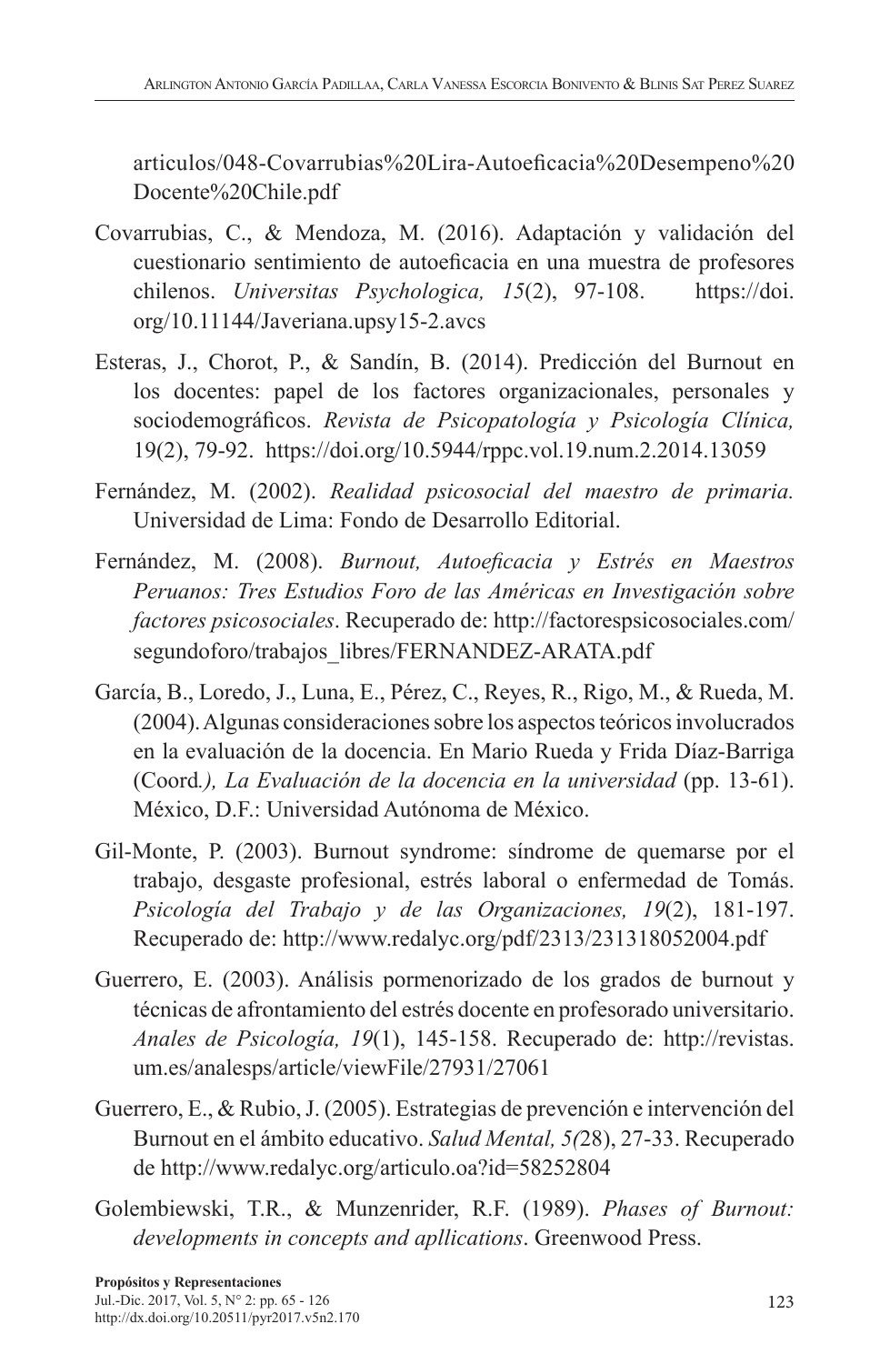articulos/048-Covarrubias%20Lira-Autoeficacia%20Desempeno%20Docente%20Chile.pdf

Covarrubias, C., & Mendoza, M. (2016). Adaptación y validación del cuestionario sentimiento de autoeficacia en una muestra de profesores chilenos. *Universitas Psychologica, 15*(2), 97-108. https://doi.org/10.11144/Javeriana.upsy15-2.avcs

Esteras, J., Chorot, P., & Sandín, B. (2014). Predicción del Burnout en los docentes: papel de los factores organizacionales, personales y sociodemográficos. *Revista de Psicopatología y Psicología Clínica,* 19(2), 79-92. https://doi.org/10.5944/rppc.vol.19.num.2.2014.13059

Fernández, M. (2002). *Realidad psicosocial del maestro de primaria.* Universidad de Lima: Fondo de Desarrollo Editorial.

Fernández, M. (2008). *Burnout, Autoeficacia y Estrés en Maestros Peruanos: Tres Estudios Foro de las Américas en Investigación sobre factores psicosociales*. Recuperado de: http://factorespsicosociales.com/segundoforo/trabajos_libres/FERNANDEZ-ARATA.pdf

García, B., Loredo, J., Luna, E., Pérez, C., Reyes, R., Rigo, M., & Rueda, M. (2004). Algunas consideraciones sobre los aspectos teóricos involucrados en la evaluación de la docencia. En Mario Rueda y Frida Díaz-Barriga (Coord*.), La Evaluación de la docencia en la universidad* (pp. 13-61). México, D.F.: Universidad Autónoma de México.

Gil-Monte, P. (2003). Burnout syndrome: síndrome de quemarse por el trabajo, desgaste profesional, estrés laboral o enfermedad de Tomás. *Psicología del Trabajo y de las Organizaciones, 19*(2), 181-197. Recuperado de: http://www.redalyc.org/pdf/2313/231318052004.pdf

Guerrero, E. (2003). Análisis pormenorizado de los grados de burnout y técnicas de afrontamiento del estrés docente en profesorado universitario. *Anales de Psicología, 19*(1), 145-158. Recuperado de: http://revistas.um.es/analesps/article/viewFile/27931/27061

Guerrero, E., & Rubio, J. (2005). Estrategias de prevención e intervención del Burnout en el ámbito educativo. *Salud Mental, 5(*28), 27-33. Recuperado de http://www.redalyc.org/articulo.oa?id=58252804

Golembiewski, T.R., & Munzenrider, R.F. (1989). *Phases of Burnout: developments in concepts and apllications*. Greenwood Press.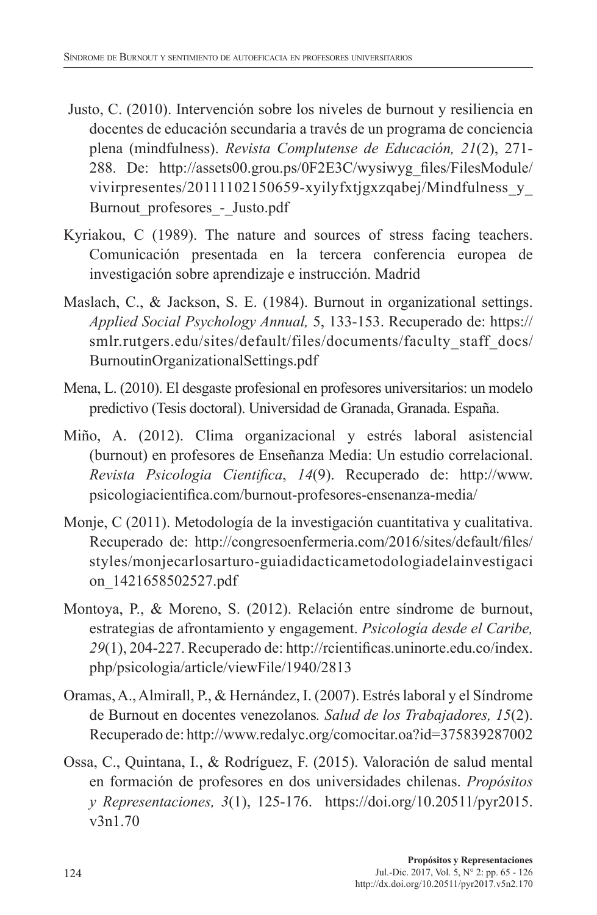Justo, C. (2010). Intervención sobre los niveles de burnout y resiliencia en docentes de educación secundaria a través de un programa de conciencia plena (mindfulness). *Revista Complutense de Educación, 21*(2), 271-288. De: http://assets00.grou.ps/0F2E3C/wysiwyg_files/FilesModule/vivirpresentes/20111102150659-xyilyfxtjgxzqabej/Mindfulness_y_Burnout_profesores_-_Justo.pdf

Kyriakou, C (1989). The nature and sources of stress facing teachers. Comunicación presentada en la tercera conferencia europea de investigación sobre aprendizaje e instrucción. Madrid

Maslach, C., & Jackson, S. E. (1984). Burnout in organizational settings. *Applied Social Psychology Annual,* 5, 133-153. Recuperado de: https://smlr.rutgers.edu/sites/default/files/documents/faculty_staff_docs/BurnoutinOrganizationalSettings.pdf

Mena, L. (2010). El desgaste profesional en profesores universitarios: un modelo predictivo (Tesis doctoral). Universidad de Granada, Granada. España.

Miño, A. (2012). Clima organizacional y estrés laboral asistencial (burnout) en profesores de Enseñanza Media: Un estudio correlacional. *Revista Psicologia Cientifica*, *14*(9). Recuperado de: http://www.psicologiacientifica.com/burnout-profesores-ensenanza-media/

Monje, C (2011). Metodología de la investigación cuantitativa y cualitativa. Recuperado de: http://congresoenfermeria.com/2016/sites/default/files/styles/monjecarlosarturo-guiadidacticametodologiadelainvestigacion_1421658502527.pdf

Montoya, P., & Moreno, S. (2012). Relación entre síndrome de burnout, estrategias de afrontamiento y engagement. *Psicología desde el Caribe, 29*(1), 204-227. Recuperado de: http://rcientificas.uninorte.edu.co/index.php/psicologia/article/viewFile/1940/2813

Oramas, A., Almirall, P., & Hernández, I. (2007). Estrés laboral y el Síndrome de Burnout en docentes venezolanos*. Salud de los Trabajadores, 15*(2). Recuperado de: http://www.redalyc.org/comocitar.oa?id=375839287002

Ossa, C., Quintana, I., & Rodríguez, F. (2015). Valoración de salud mental en formación de profesores en dos universidades chilenas. *Propósitos y Representaciones, 3*(1), 125-176. https://doi.org/10.20511/pyr2015.v3n1.70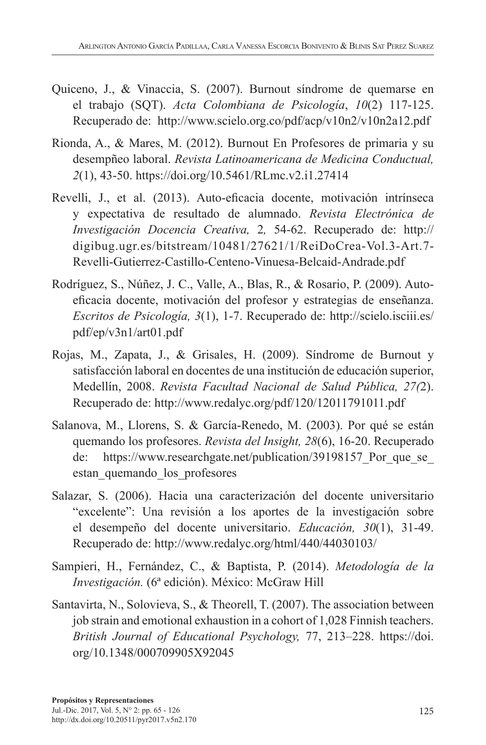Quiceno, J., & Vinaccia, S. (2007). Burnout síndrome de quemarse en el trabajo (SQT). *Acta Colombiana de Psicología*, *10*(2) 117-125. Recuperado de: http://www.scielo.org.co/pdf/acp/v10n2/v10n2a12.pdf

Rionda, A., & Mares, M. (2012). Burnout En Profesores de primaria y su desempñeo laboral. *Revista Latinoamericana de Medicina Conductual, 2*(1), 43-50. https://doi.org/10.5461/RLmc.v2.i1.27414

Revelli, J., et al. (2013). Auto-eficacia docente, motivación intrínseca y expectativa de resultado de alumnado. *Revista Electrónica de Investigación Docencia Creativa,* 2*,* 54-62. Recuperado de: http://digibug.ugr.es/bitstream/10481/27621/1/ReiDoCrea-Vol.3-Art.7-Revelli-Gutierrez-Castillo-Centeno-Vinuesa-Belcaid-Andrade.pdf

Rodríguez, S., Núñez, J. C., Valle, A., Blas, R., & Rosario, P. (2009). Auto-eficacia docente, motivación del profesor y estrategias de enseñanza. *Escritos de Psicología, 3*(1), 1-7. Recuperado de: http://scielo.isciii.es/pdf/ep/v3n1/art01.pdf

Rojas, M., Zapata, J., & Grisales, H. (2009). Síndrome de Burnout y satisfacción laboral en docentes de una institución de educación superior, Medellín, 2008. *Revista Facultad Nacional de Salud Pública, 27(*2). Recuperado de: http://www.redalyc.org/pdf/120/12011791011.pdf

Salanova, M., Llorens, S. & García-Renedo, M. (2003). Por qué se están quemando los profesores. *Revista del Insight, 28*(6), 16-20. Recuperado de: https://www.researchgate.net/publication/39198157_Por_que_se_estan_quemando_los_profesores

Salazar, S. (2006). Hacia una caracterización del docente universitario "excelente": Una revisión a los aportes de la investigación sobre el desempeño del docente universitario. *Educación, 30*(1), 31-49. Recuperado de: http://www.redalyc.org/html/440/44030103/

Sampieri, H., Fernández, C., & Baptista, P. (2014). *Metodología de la Investigación.* (6ª edición). México: McGraw Hill

Santavirta, N., Solovieva, S., & Theorell, T. (2007). The association between job strain and emotional exhaustion in a cohort of 1,028 Finnish teachers. *British Journal of Educational Psychology,* 77, 213–228. https://doi.org/10.1348/000709905X92045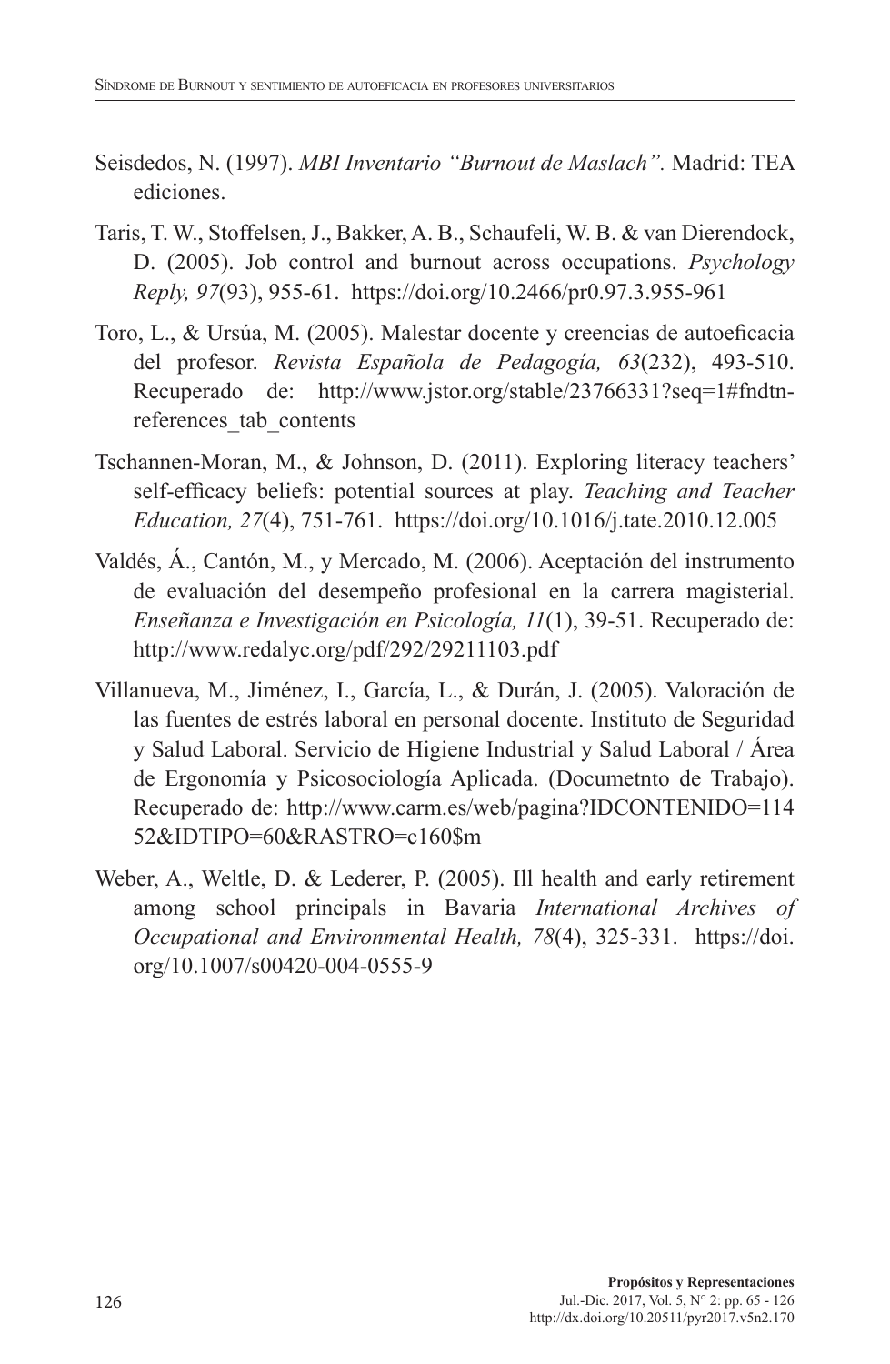Seisdedos, N. (1997). *MBI Inventario "Burnout de Maslach".* Madrid: TEA ediciones.

Taris, T. W., Stoffelsen, J., Bakker, A. B., Schaufeli, W. B. & van Dierendock, D. (2005). Job control and burnout across occupations. *Psychology Reply, 97*(93), 955-61. https://doi.org/10.2466/pr0.97.3.955-961

Toro, L., & Ursúa, M. (2005). Malestar docente y creencias de autoeficacia del profesor. *Revista Española de Pedagogía, 63*(232), 493-510. Recuperado de: http://www.jstor.org/stable/23766331?seq=1#fndtn-references_tab_contents

Tschannen-Moran, M., & Johnson, D. (2011). Exploring literacy teachers' self-efficacy beliefs: potential sources at play. *Teaching and Teacher Education, 27*(4), 751-761. https://doi.org/10.1016/j.tate.2010.12.005

Valdés, Á., Cantón, M., y Mercado, M. (2006). Aceptación del instrumento de evaluación del desempeño profesional en la carrera magisterial. *Enseñanza e Investigación en Psicología, 11*(1), 39-51. Recuperado de: http://www.redalyc.org/pdf/292/29211103.pdf

Villanueva, M., Jiménez, I., García, L., & Durán, J. (2005). Valoración de las fuentes de estrés laboral en personal docente. Instituto de Seguridad y Salud Laboral. Servicio de Higiene Industrial y Salud Laboral / Área de Ergonomía y Psicosociología Aplicada. (Documetnto de Trabajo). Recuperado de: http://www.carm.es/web/pagina?IDCONTENIDO=11452&IDTIPO=60&RASTRO=c160$m

Weber, A., Weltle, D. & Lederer, P. (2005). Ill health and early retirement among school principals in Bavaria *International Archives of Occupational and Environmental Health, 78*(4), 325-331. https://doi.org/10.1007/s00420-004-0555-9